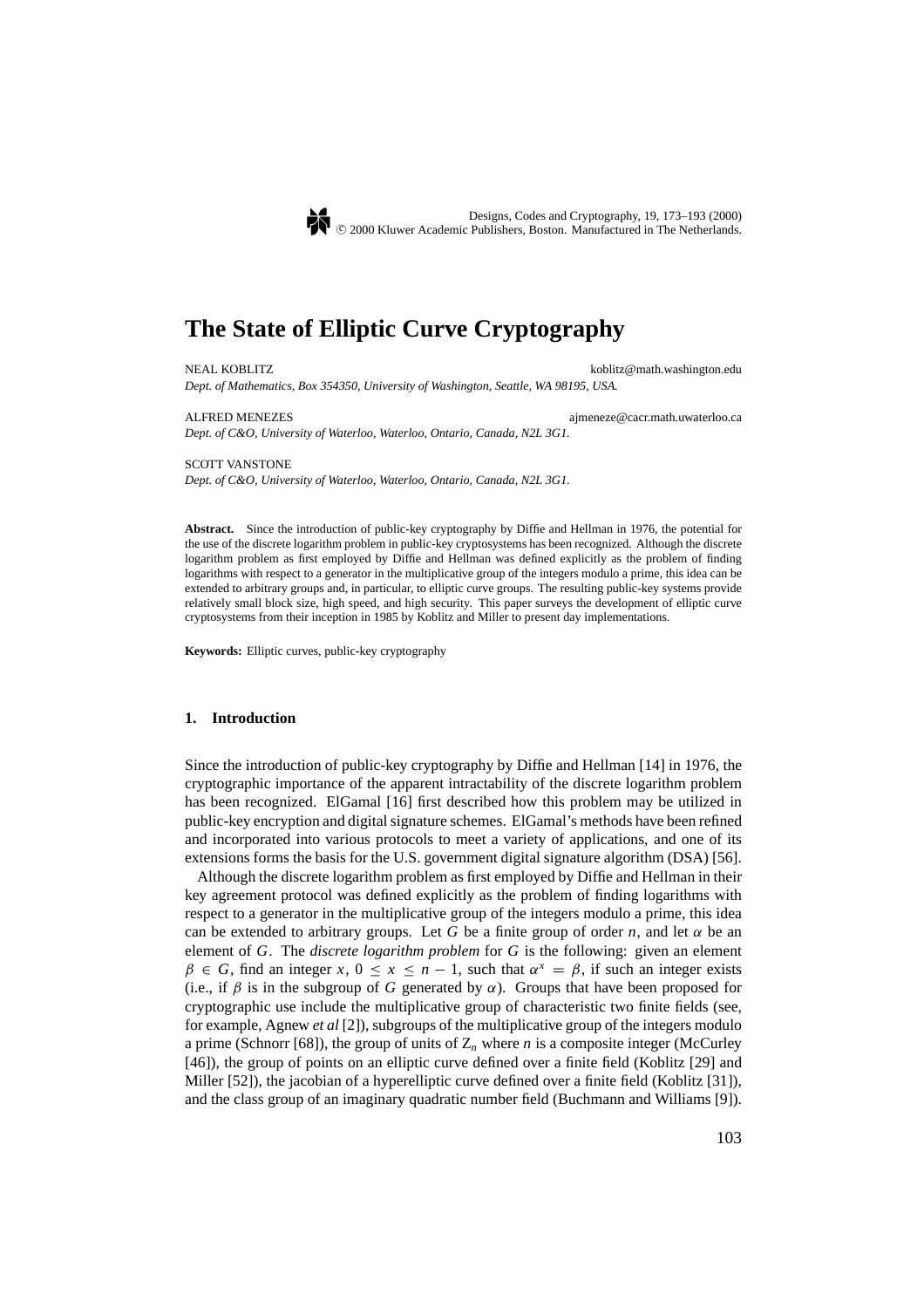# The State of Elliptic Curve Cryptography

NEAL KOBLITZ koblitz@math.washington.edu
*Dept. of Mathematics, Box 354350, University of Washington, Seattle, WA 98195, USA.*

ALFRED MENEZES ajmeneze@cacr.math.uwaterloo.ca
*Dept. of C&O, University of Waterloo, Waterloo, Ontario, Canada, N2L 3G1.*

SCOTT VANSTONE
*Dept. of C&O, University of Waterloo, Waterloo, Ontario, Canada, N2L 3G1.*

**Abstract.** Since the introduction of public-key cryptography by Diffie and Hellman in 1976, the potential for the use of the discrete logarithm problem in public-key cryptosystems has been recognized. Although the discrete logarithm problem as first employed by Diffie and Hellman was defined explicitly as the problem of finding logarithms with respect to a generator in the multiplicative group of the integers modulo a prime, this idea can be extended to arbitrary groups and, in particular, to elliptic curve groups. The resulting public-key systems provide relatively small block size, high speed, and high security. This paper surveys the development of elliptic curve cryptosystems from their inception in 1985 by Koblitz and Miller to present day implementations.

**Keywords:** Elliptic curves, public-key cryptography

## 1. Introduction

Since the introduction of public-key cryptography by Diffie and Hellman [14] in 1976, the cryptographic importance of the apparent intractability of the discrete logarithm problem has been recognized. ElGamal [16] first described how this problem may be utilized in public-key encryption and digital signature schemes. ElGamal's methods have been refined and incorporated into various protocols to meet a variety of applications, and one of its extensions forms the basis for the U.S. government digital signature algorithm (DSA) [56].

Although the discrete logarithm problem as first employed by Diffie and Hellman in their key agreement protocol was defined explicitly as the problem of finding logarithms with respect to a generator in the multiplicative group of the integers modulo a prime, this idea can be extended to arbitrary groups. Let $G$ be a finite group of order $n$, and let $\alpha$ be an element of $G$. The *discrete logarithm problem* for $G$ is the following: given an element $\beta \in G$, find an integer $x$, $0 \leq x \leq n-1$, such that $\alpha^x = \beta$, if such an integer exists (i.e., if $\beta$ is in the subgroup of $G$ generated by $\alpha$). Groups that have been proposed for cryptographic use include the multiplicative group of characteristic two finite fields (see, for example, Agnew *et al* [2]), subgroups of the multiplicative group of the integers modulo a prime (Schnorr [68]), the group of units of $Z_n$ where $n$ is a composite integer (McCurley [46]), the group of points on an elliptic curve defined over a finite field (Koblitz [29] and Miller [52]), the jacobian of a hyperelliptic curve defined over a finite field (Koblitz [31]), and the class group of an imaginary quadratic number field (Buchmann and Williams [9]).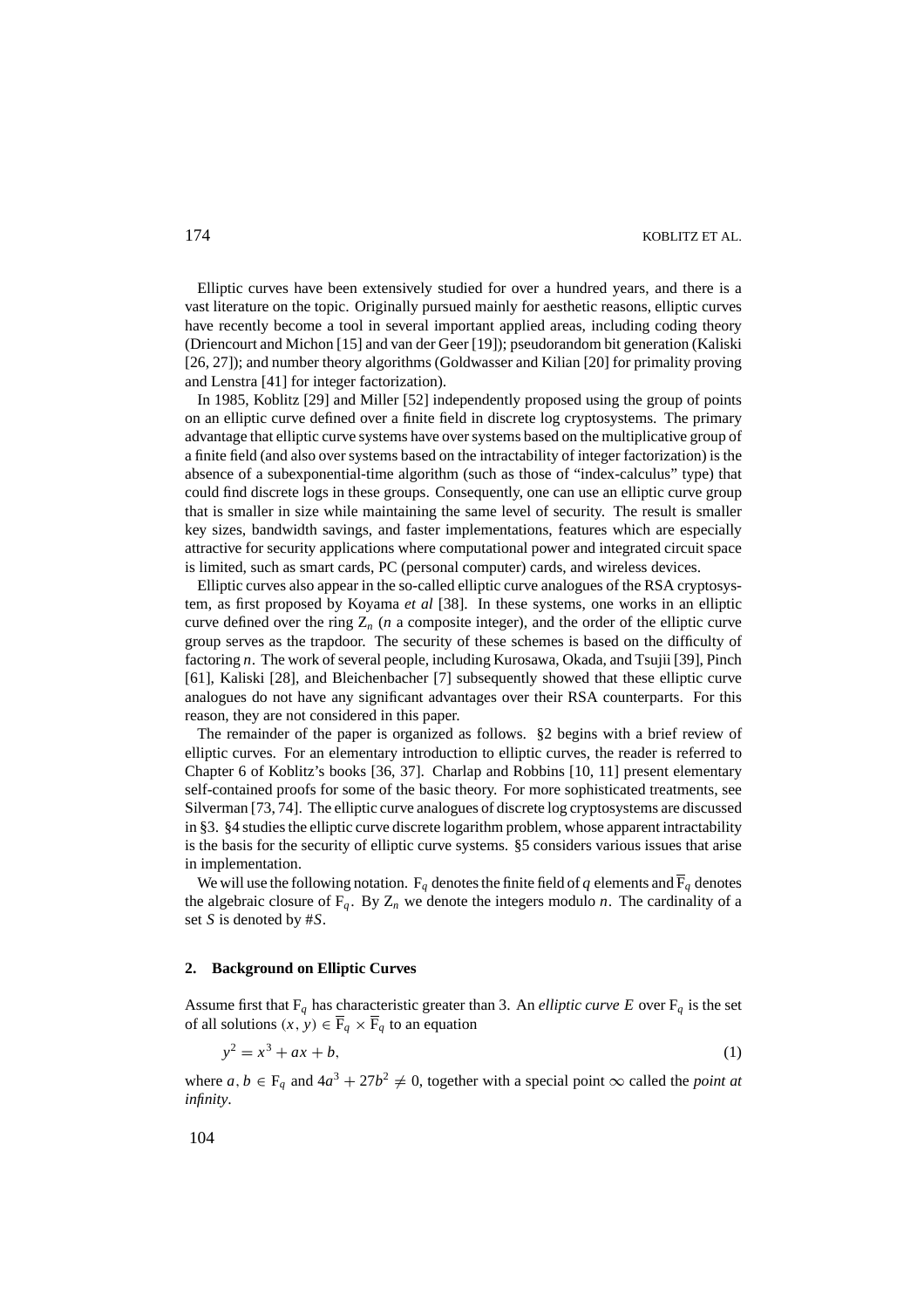Elliptic curves have been extensively studied for over a hundred years, and there is a vast literature on the topic. Originally pursued mainly for aesthetic reasons, elliptic curves have recently become a tool in several important applied areas, including coding theory (Driencourt and Michon [15] and van der Geer [19]); pseudorandom bit generation (Kaliski [26, 27]); and number theory algorithms (Goldwasser and Kilian [20] for primality proving and Lenstra [41] for integer factorization).

In 1985, Koblitz [29] and Miller [52] independently proposed using the group of points on an elliptic curve defined over a finite field in discrete log cryptosystems. The primary advantage that elliptic curve systems have over systems based on the multiplicative group of a finite field (and also over systems based on the intractability of integer factorization) is the absence of a subexponential-time algorithm (such as those of "index-calculus" type) that could find discrete logs in these groups. Consequently, one can use an elliptic curve group that is smaller in size while maintaining the same level of security. The result is smaller key sizes, bandwidth savings, and faster implementations, features which are especially attractive for security applications where computational power and integrated circuit space is limited, such as smart cards, PC (personal computer) cards, and wireless devices.

Elliptic curves also appear in the so-called elliptic curve analogues of the RSA cryptosystem, as first proposed by Koyama *et al* [38]. In these systems, one works in an elliptic curve defined over the ring $Z_n$ ($n$ a composite integer), and the order of the elliptic curve group serves as the trapdoor. The security of these schemes is based on the difficulty of factoring $n$. The work of several people, including Kurosawa, Okada, and Tsujii [39], Pinch [61], Kaliski [28], and Bleichenbacher [7] subsequently showed that these elliptic curve analogues do not have any significant advantages over their RSA counterparts. For this reason, they are not considered in this paper.

The remainder of the paper is organized as follows. §2 begins with a brief review of elliptic curves. For an elementary introduction to elliptic curves, the reader is referred to Chapter 6 of Koblitz's books [36, 37]. Charlap and Robbins [10, 11] present elementary self-contained proofs for some of the basic theory. For more sophisticated treatments, see Silverman [73, 74]. The elliptic curve analogues of discrete log cryptosystems are discussed in §3. §4 studies the elliptic curve discrete logarithm problem, whose apparent intractability is the basis for the security of elliptic curve systems. §5 considers various issues that arise in implementation.

We will use the following notation. $F_q$ denotes the finite field of $q$ elements and $\overline{F}_q$ denotes the algebraic closure of $F_q$. By $Z_n$ we denote the integers modulo $n$. The cardinality of a set $S$ is denoted by $\#S$.

## 2. Background on Elliptic Curves

Assume first that $F_q$ has characteristic greater than 3. An *elliptic curve $E$* over $F_q$ is the set of all solutions $(x, y) \in \overline{F}_q \times \overline{F}_q$ to an equation

$$y^2 = x^3 + ax + b, \tag{1}$$

where $a, b \in F_q$ and $4a^3 + 27b^2 \neq 0$, together with a special point $\infty$ called the *point at infinity*.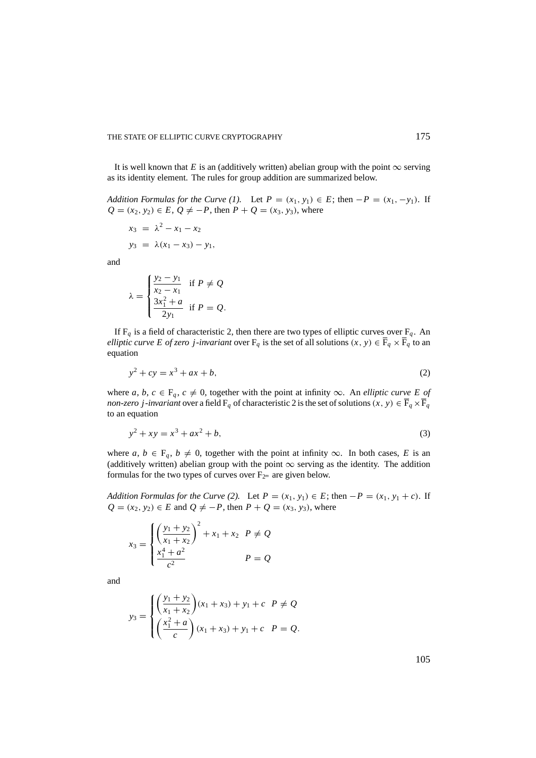It is well known that $E$ is an (additively written) abelian group with the point $\infty$ serving as its identity element. The rules for group addition are summarized below.

*Addition Formulas for the Curve (1).* Let $P = (x_1, y_1) \in E$; then $-P = (x_1, -y_1)$. If $Q = (x_2, y_2) \in E$, $Q \neq -P$, then $P + Q = (x_3, y_3)$, where

$$
\begin{aligned}
x_3 &= \lambda^2 - x_1 - x_2 \\
y_3 &= \lambda(x_1 - x_3) - y_1,
\end{aligned}
$$

and

$$
\lambda = \begin{cases} \dfrac{y_2 - y_1}{x_2 - x_1} & \text{if } P \neq Q \\[2ex] \dfrac{3x_1^2 + a}{2y_1} & \text{if } P = Q. \end{cases}
$$

If $\mathrm{F}_q$ is a field of characteristic 2, then there are two types of elliptic curves over $\mathrm{F}_q$. An *elliptic curve $E$ of zero $j$-invariant* over $\mathrm{F}_q$ is the set of all solutions $(x, y) \in \overline{\mathrm{F}}_q \times \overline{\mathrm{F}}_q$ to an equation

$$
y^2 + cy = x^3 + ax + b, \tag{2}
$$

where $a, b, c \in \mathrm{F}_q$, $c \neq 0$, together with the point at infinity $\infty$. An *elliptic curve $E$ of non-zero $j$-invariant* over a field $\mathrm{F}_q$ of characteristic 2 is the set of solutions $(x, y) \in \overline{\mathrm{F}}_q \times \overline{\mathrm{F}}_q$ to an equation

$$
y^2 + xy = x^3 + ax^2 + b, \tag{3}
$$

where $a, b \in \mathrm{F}_q$, $b \neq 0$, together with the point at infinity $\infty$. In both cases, $E$ is an (additively written) abelian group with the point $\infty$ serving as the identity. The addition formulas for the two types of curves over $\mathrm{F}_{2^m}$ are given below.

*Addition Formulas for the Curve (2).* Let $P = (x_1, y_1) \in E$; then $-P = (x_1, y_1 + c)$. If $Q = (x_2, y_2) \in E$ and $Q \neq -P$, then $P + Q = (x_3, y_3)$, where

$$
x_3 = \begin{cases} \left(\dfrac{y_1 + y_2}{x_1 + x_2}\right)^2 + x_1 + x_2 & P \neq Q \\[2ex] \dfrac{x_1^4 + a^2}{c^2} & P = Q \end{cases}
$$

and

$$
y_3 = \begin{cases} \left(\dfrac{y_1 + y_2}{x_1 + x_2}\right)(x_1 + x_3) + y_1 + c & P \neq Q \\[2ex] \left(\dfrac{x_1^2 + a}{c}\right)(x_1 + x_3) + y_1 + c & P = Q. \end{cases}
$$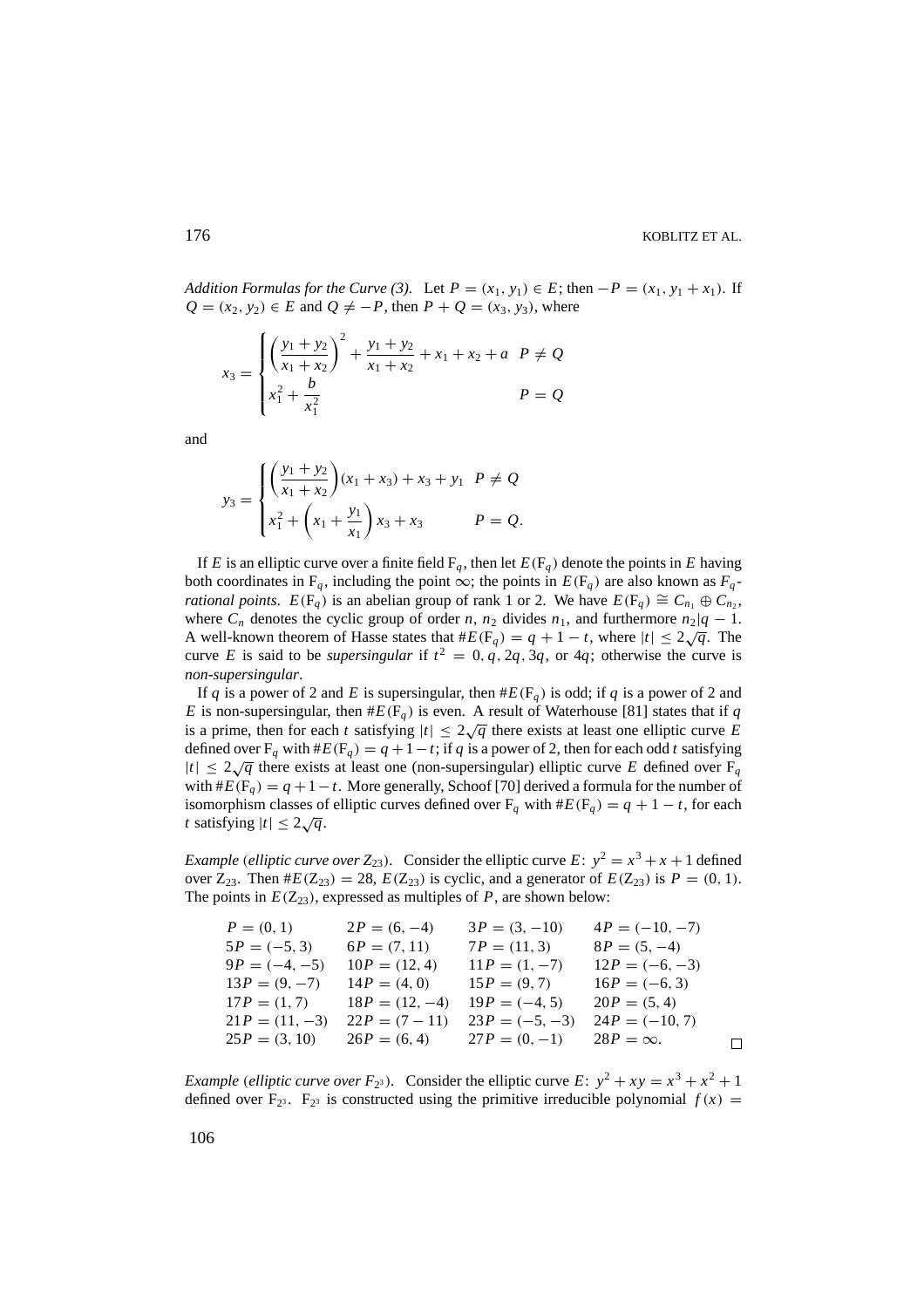*Addition Formulas for the Curve (3).* Let $P = (x_1, y_1) \in E$; then $-P = (x_1, y_1 + x_1)$. If $Q = (x_2, y_2) \in E$ and $Q \neq -P$, then $P + Q = (x_3, y_3)$, where

$$x_3 = \begin{cases} \left(\dfrac{y_1 + y_2}{x_1 + x_2}\right)^2 + \dfrac{y_1 + y_2}{x_1 + x_2} + x_1 + x_2 + a & P \neq Q \\ x_1^2 + \dfrac{b}{x_1^2} & P = Q \end{cases}$$

and

$$y_3 = \begin{cases} \left(\dfrac{y_1 + y_2}{x_1 + x_2}\right)(x_1 + x_3) + x_3 + y_1 & P \neq Q \\ x_1^2 + \left(x_1 + \dfrac{y_1}{x_1}\right) x_3 + x_3 & P = Q. \end{cases}$$

If $E$ is an elliptic curve over a finite field $F_q$, then let $E(F_q)$ denote the points in $E$ having both coordinates in $F_q$, including the point $\infty$; the points in $E(F_q)$ are also known as $F_q$-*rational points*. $E(F_q)$ is an abelian group of rank 1 or 2. We have $E(F_q) \cong C_{n_1} \oplus C_{n_2}$, where $C_n$ denotes the cyclic group of order $n$, $n_2$ divides $n_1$, and furthermore $n_2 | q - 1$. A well-known theorem of Hasse states that $\#E(F_q) = q + 1 - t$, where $|t| \leq 2\sqrt{q}$. The curve $E$ is said to be *supersingular* if $t^2 = 0, q, 2q, 3q$, or $4q$; otherwise the curve is *non-supersingular*.

If $q$ is a power of 2 and $E$ is supersingular, then $\#E(F_q)$ is odd; if $q$ is a power of 2 and $E$ is non-supersingular, then $\#E(F_q)$ is even. A result of Waterhouse [81] states that if $q$ is a prime, then for each $t$ satisfying $|t| \leq 2\sqrt{q}$ there exists at least one elliptic curve $E$ defined over $F_q$ with $\#E(F_q) = q + 1 - t$; if $q$ is a power of 2, then for each odd $t$ satisfying $|t| \leq 2\sqrt{q}$ there exists at least one (non-supersingular) elliptic curve $E$ defined over $F_q$ with $\#E(F_q) = q + 1 - t$. More generally, Schoof [70] derived a formula for the number of isomorphism classes of elliptic curves defined over $F_q$ with $\#E(F_q) = q + 1 - t$, for each $t$ satisfying $|t| \leq 2\sqrt{q}$.

*Example* (*elliptic curve over* $Z_{23}$). Consider the elliptic curve $E$: $y^2 = x^3 + x + 1$ defined over $Z_{23}$. Then $\#E(Z_{23}) = 28$, $E(Z_{23})$ is cyclic, and a generator of $E(Z_{23})$ is $P = (0, 1)$. The points in $E(Z_{23})$, expressed as multiples of $P$, are shown below:

| | | | |
|---|---|---|---|
| $P = (0, 1)$ | $2P = (6, -4)$ | $3P = (3, -10)$ | $4P = (-10, -7)$ |
| $5P = (-5, 3)$ | $6P = (7, 11)$ | $7P = (11, 3)$ | $8P = (5, -4)$ |
| $9P = (-4, -5)$ | $10P = (12, 4)$ | $11P = (1, -7)$ | $12P = (-6, -3)$ |
| $13P = (9, -7)$ | $14P = (4, 0)$ | $15P = (9, 7)$ | $16P = (-6, 3)$ |
| $17P = (1, 7)$ | $18P = (12, -4)$ | $19P = (-4, 5)$ | $20P = (5, 4)$ |
| $21P = (11, -3)$ | $22P = (7 - 11)$ | $23P = (-5, -3)$ | $24P = (-10, 7)$ |
| $25P = (3, 10)$ | $26P = (6, 4)$ | $27P = (0, -1)$ | $28P = \infty$. |

□

*Example* (*elliptic curve over* $F_{2^3}$). Consider the elliptic curve $E$: $y^2 + xy = x^3 + x^2 + 1$ defined over $F_{2^3}$. $F_{2^3}$ is constructed using the primitive irreducible polynomial $f(x) =$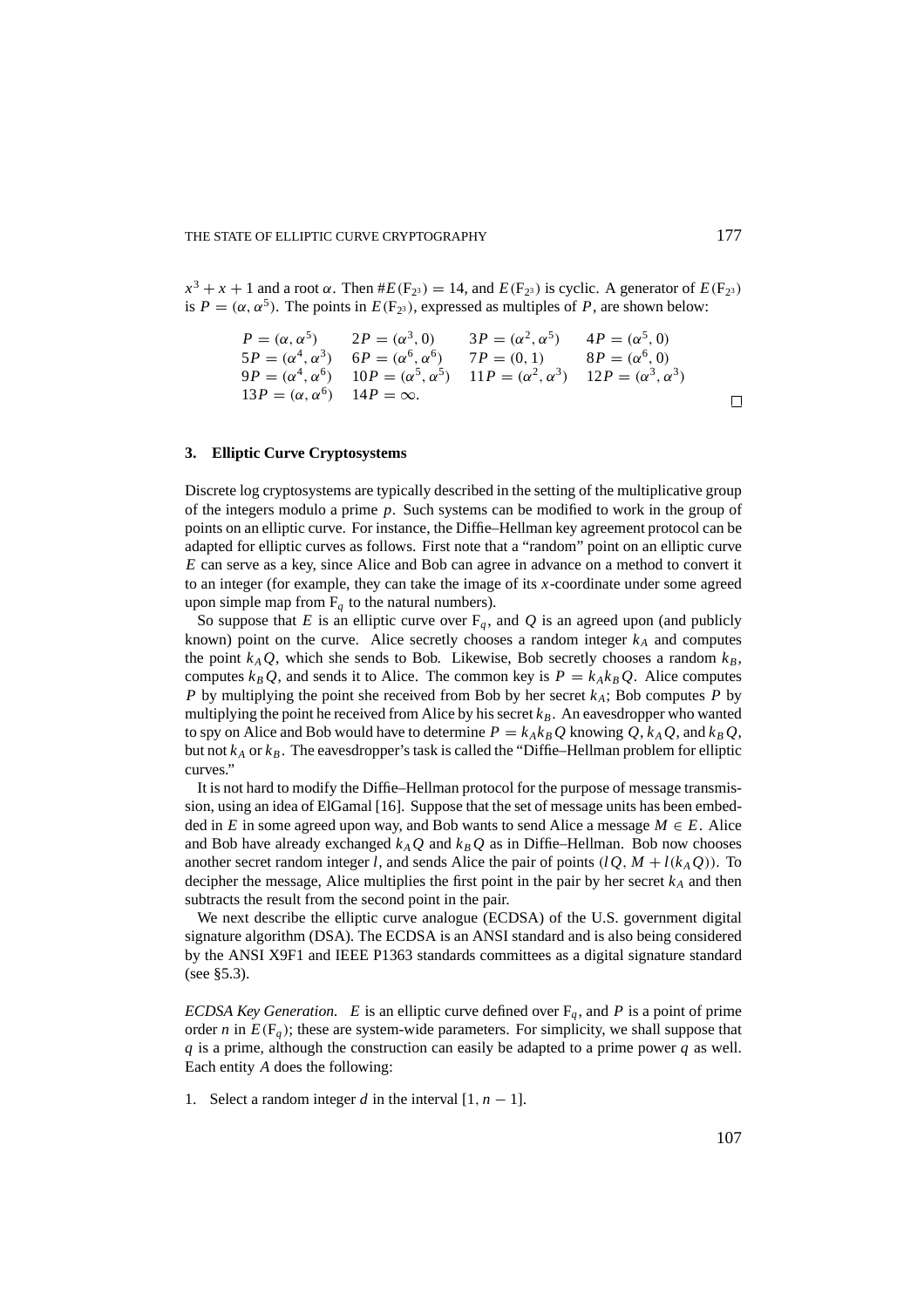$x^3 + x + 1$ and a root $\alpha$. Then $\#E(\mathbb{F}_{2^3}) = 14$, and $E(\mathbb{F}_{2^3})$ is cyclic. A generator of $E(\mathbb{F}_{2^3})$ is $P = (\alpha, \alpha^5)$. The points in $E(\mathbb{F}_{2^3})$, expressed as multiples of $P$, are shown below:

$$
\begin{array}{llll}
P = (\alpha, \alpha^5) & 2P = (\alpha^3, 0) & 3P = (\alpha^2, \alpha^5) & 4P = (\alpha^5, 0) \\
5P = (\alpha^4, \alpha^3) & 6P = (\alpha^6, \alpha^6) & 7P = (0, 1) & 8P = (\alpha^6, 0) \\
9P = (\alpha^4, \alpha^6) & 10P = (\alpha^5, \alpha^5) & 11P = (\alpha^2, \alpha^3) & 12P = (\alpha^3, \alpha^3) \\
13P = (\alpha, \alpha^6) & 14P = \infty. & &
\end{array}
$$

□

## 3. Elliptic Curve Cryptosystems

Discrete log cryptosystems are typically described in the setting of the multiplicative group of the integers modulo a prime $p$. Such systems can be modified to work in the group of points on an elliptic curve. For instance, the Diffie–Hellman key agreement protocol can be adapted for elliptic curves as follows. First note that a "random" point on an elliptic curve $E$ can serve as a key, since Alice and Bob can agree in advance on a method to convert it to an integer (for example, they can take the image of its $x$-coordinate under some agreed upon simple map from $\mathbb{F}_q$ to the natural numbers).

So suppose that $E$ is an elliptic curve over $\mathbb{F}_q$, and $Q$ is an agreed upon (and publicly known) point on the curve. Alice secretly chooses a random integer $k_A$ and computes the point $k_A Q$, which she sends to Bob. Likewise, Bob secretly chooses a random $k_B$, computes $k_B Q$, and sends it to Alice. The common key is $P = k_A k_B Q$. Alice computes $P$ by multiplying the point she received from Bob by her secret $k_A$; Bob computes $P$ by multiplying the point he received from Alice by his secret $k_B$. An eavesdropper who wanted to spy on Alice and Bob would have to determine $P = k_A k_B Q$ knowing $Q$, $k_A Q$, and $k_B Q$, but not $k_A$ or $k_B$. The eavesdropper's task is called the "Diffie–Hellman problem for elliptic curves."

It is not hard to modify the Diffie–Hellman protocol for the purpose of message transmission, using an idea of ElGamal [16]. Suppose that the set of message units has been embedded in $E$ in some agreed upon way, and Bob wants to send Alice a message $M \in E$. Alice and Bob have already exchanged $k_A Q$ and $k_B Q$ as in Diffie–Hellman. Bob now chooses another secret random integer $l$, and sends Alice the pair of points $(lQ, M + l(k_A Q))$. To decipher the message, Alice multiplies the first point in the pair by her secret $k_A$ and then subtracts the result from the second point in the pair.

We next describe the elliptic curve analogue (ECDSA) of the U.S. government digital signature algorithm (DSA). The ECDSA is an ANSI standard and is also being considered by the ANSI X9F1 and IEEE P1363 standards committees as a digital signature standard (see §5.3).

*ECDSA Key Generation.* $E$ is an elliptic curve defined over $\mathbb{F}_q$, and $P$ is a point of prime order $n$ in $E(\mathbb{F}_q)$; these are system-wide parameters. For simplicity, we shall suppose that $q$ is a prime, although the construction can easily be adapted to a prime power $q$ as well. Each entity $A$ does the following:

1. Select a random integer $d$ in the interval $[1, n - 1]$.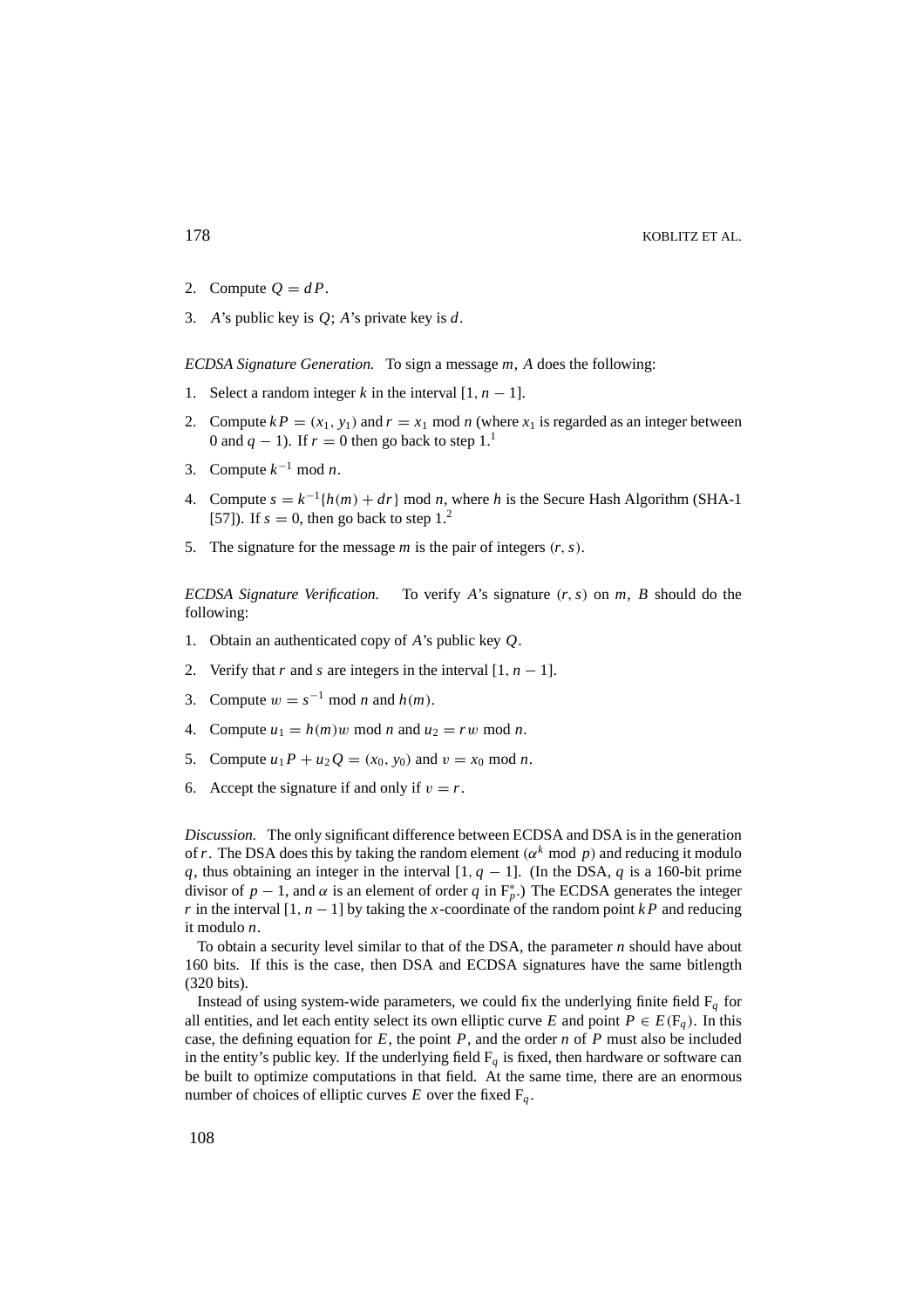2. Compute $Q = dP$.

3. $A$'s public key is $Q$; $A$'s private key is $d$.

*ECDSA Signature Generation.* To sign a message $m$, $A$ does the following:

1. Select a random integer $k$ in the interval $[1, n - 1]$.

2. Compute $kP = (x_1, y_1)$ and $r = x_1 \bmod n$ (where $x_1$ is regarded as an integer between 0 and $q - 1$). If $r = 0$ then go back to step 1.[1]

3. Compute $k^{-1} \bmod n$.

4. Compute $s = k^{-1}\{h(m) + dr\} \bmod n$, where $h$ is the Secure Hash Algorithm (SHA-1 [57]). If $s = 0$, then go back to step 1.[2]

5. The signature for the message $m$ is the pair of integers $(r, s)$.

*ECDSA Signature Verification.* To verify $A$'s signature $(r, s)$ on $m$, $B$ should do the following:

1. Obtain an authenticated copy of $A$'s public key $Q$.

2. Verify that $r$ and $s$ are integers in the interval $[1, n - 1]$.

3. Compute $w = s^{-1} \bmod n$ and $h(m)$.

4. Compute $u_1 = h(m)w \bmod n$ and $u_2 = rw \bmod n$.

5. Compute $u_1P + u_2Q = (x_0, y_0)$ and $v = x_0 \bmod n$.

6. Accept the signature if and only if $v = r$.

*Discussion.* The only significant difference between ECDSA and DSA is in the generation of $r$. The DSA does this by taking the random element $(\alpha^k \bmod p)$ and reducing it modulo $q$, thus obtaining an integer in the interval $[1, q - 1]$. (In the DSA, $q$ is a 160-bit prime divisor of $p - 1$, and $\alpha$ is an element of order $q$ in $\mathrm{F}_p^*$.) The ECDSA generates the integer $r$ in the interval $[1, n - 1]$ by taking the $x$-coordinate of the random point $kP$ and reducing it modulo $n$.

To obtain a security level similar to that of the DSA, the parameter $n$ should have about 160 bits. If this is the case, then DSA and ECDSA signatures have the same bitlength (320 bits).

Instead of using system-wide parameters, we could fix the underlying finite field $\mathrm{F}_q$ for all entities, and let each entity select its own elliptic curve $E$ and point $P \in E(\mathrm{F}_q)$. In this case, the defining equation for $E$, the point $P$, and the order $n$ of $P$ must also be included in the entity's public key. If the underlying field $\mathrm{F}_q$ is fixed, then hardware or software can be built to optimize computations in that field. At the same time, there are an enormous number of choices of elliptic curves $E$ over the fixed $\mathrm{F}_q$.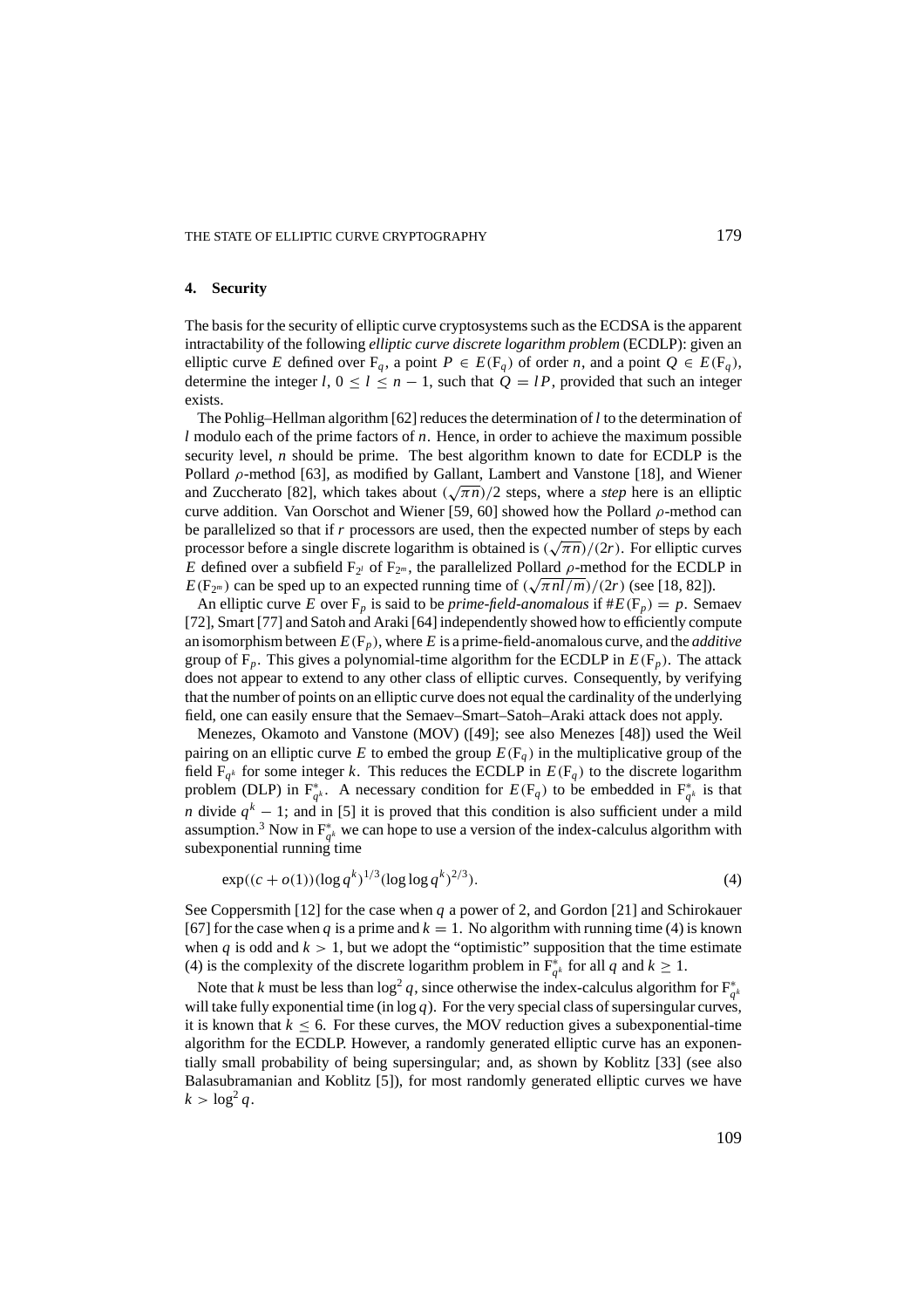## 4. Security

The basis for the security of elliptic curve cryptosystems such as the ECDSA is the apparent intractability of the following *elliptic curve discrete logarithm problem* (ECDLP): given an elliptic curve $E$ defined over $F_q$, a point $P \in E(F_q)$ of order $n$, and a point $Q \in E(F_q)$, determine the integer $l$, $0 \leq l \leq n-1$, such that $Q = lP$, provided that such an integer exists.

The Pohlig–Hellman algorithm [62] reduces the determination of $l$ to the determination of $l$ modulo each of the prime factors of $n$. Hence, in order to achieve the maximum possible security level, $n$ should be prime. The best algorithm known to date for ECDLP is the Pollard $\rho$-method [63], as modified by Gallant, Lambert and Vanstone [18], and Wiener and Zuccherato [82], which takes about $(\sqrt{\pi n})/2$ steps, where a *step* here is an elliptic curve addition. Van Oorschot and Wiener [59, 60] showed how the Pollard $\rho$-method can be parallelized so that if $r$ processors are used, then the expected number of steps by each processor before a single discrete logarithm is obtained is $(\sqrt{\pi n})/(2r)$. For elliptic curves $E$ defined over a subfield $F_{2^l}$ of $F_{2^m}$, the parallelized Pollard $\rho$-method for the ECDLP in $E(F_{2^m})$ can be sped up to an expected running time of $(\sqrt{\pi n l/m})/(2r)$ (see [18, 82]).

An elliptic curve $E$ over $F_p$ is said to be *prime-field-anomalous* if $\#E(F_p) = p$. Semaev [72], Smart [77] and Satoh and Araki [64] independently showed how to efficiently compute an isomorphism between $E(F_p)$, where $E$ is a prime-field-anomalous curve, and the *additive* group of $F_p$. This gives a polynomial-time algorithm for the ECDLP in $E(F_p)$. The attack does not appear to extend to any other class of elliptic curves. Consequently, by verifying that the number of points on an elliptic curve does not equal the cardinality of the underlying field, one can easily ensure that the Semaev–Smart–Satoh–Araki attack does not apply.

Menezes, Okamoto and Vanstone (MOV) ([49]; see also Menezes [48]) used the Weil pairing on an elliptic curve $E$ to embed the group $E(F_q)$ in the multiplicative group of the field $F_{q^k}$ for some integer $k$. This reduces the ECDLP in $E(F_q)$ to the discrete logarithm problem (DLP) in $F_{q^k}^*$. A necessary condition for $E(F_q)$ to be embedded in $F_{q^k}^*$ is that $n$ divide $q^k - 1$; and in [5] it is proved that this condition is also sufficient under a mild assumption.[3] Now in $F_{q^k}^*$ we can hope to use a version of the index-calculus algorithm with subexponential running time

$$\exp((c + o(1))(\log q^k)^{1/3}(\log\log q^k)^{2/3}). \tag{4}$$

See Coppersmith [12] for the case when $q$ a power of 2, and Gordon [21] and Schirokauer [67] for the case when $q$ is a prime and $k = 1$. No algorithm with running time (4) is known when $q$ is odd and $k > 1$, but we adopt the "optimistic" supposition that the time estimate (4) is the complexity of the discrete logarithm problem in $F_{q^k}^*$ for all $q$ and $k \geq 1$.

Note that $k$ must be less than $\log^2 q$, since otherwise the index-calculus algorithm for $F_{q^k}^*$ will take fully exponential time (in $\log q$). For the very special class of supersingular curves, it is known that $k \leq 6$. For these curves, the MOV reduction gives a subexponential-time algorithm for the ECDLP. However, a randomly generated elliptic curve has an exponentially small probability of being supersingular; and, as shown by Koblitz [33] (see also Balasubramanian and Koblitz [5]), for most randomly generated elliptic curves we have $k > \log^2 q$.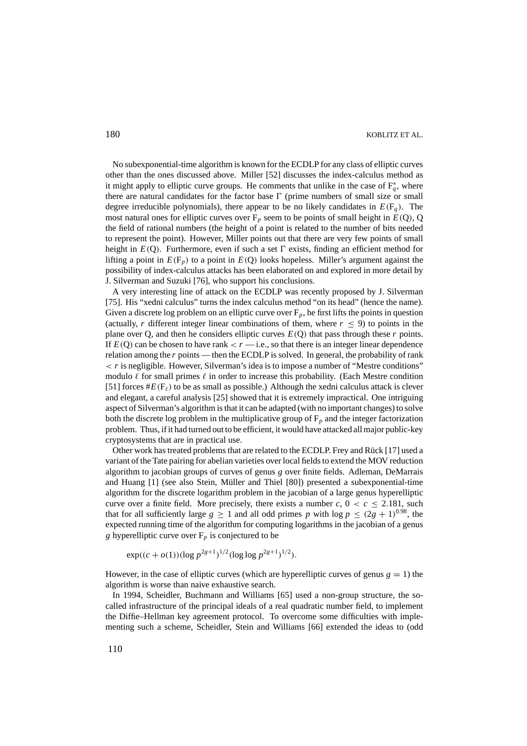No subexponential-time algorithm is known for the ECDLP for any class of elliptic curves other than the ones discussed above. Miller [52] discusses the index-calculus method as it might apply to elliptic curve groups. He comments that unlike in the case of $F_q^*$, where there are natural candidates for the factor base $\Gamma$ (prime numbers of small size or small degree irreducible polynomials), there appear to be no likely candidates in $E(F_q)$. The most natural ones for elliptic curves over $F_p$ seem to be points of small height in $E(Q)$, Q the field of rational numbers (the height of a point is related to the number of bits needed to represent the point). However, Miller points out that there are very few points of small height in $E(Q)$. Furthermore, even if such a set $\Gamma$ exists, finding an efficient method for lifting a point in $E(F_p)$ to a point in $E(Q)$ looks hopeless. Miller's argument against the possibility of index-calculus attacks has been elaborated on and explored in more detail by J. Silverman and Suzuki [76], who support his conclusions.

A very interesting line of attack on the ECDLP was recently proposed by J. Silverman [75]. His "xedni calculus" turns the index calculus method "on its head" (hence the name). Given a discrete log problem on an elliptic curve over $F_p$, he first lifts the points in question (actually, $r$ different integer linear combinations of them, where $r \leq 9$) to points in the plane over Q, and then he considers elliptic curves $E(Q)$ that pass through these $r$ points. If $E(Q)$ can be chosen to have rank $< r$ — i.e., so that there is an integer linear dependence relation among the $r$ points — then the ECDLP is solved. In general, the probability of rank $< r$ is negligible. However, Silverman's idea is to impose a number of "Mestre conditions" modulo $\ell$ for small primes $\ell$ in order to increase this probability. (Each Mestre condition [51] forces $\#E(F_\ell)$ to be as small as possible.) Although the xedni calculus attack is clever and elegant, a careful analysis [25] showed that it is extremely impractical. One intriguing aspect of Silverman's algorithm is that it can be adapted (with no important changes) to solve both the discrete log problem in the multiplicative group of $F_p$ and the integer factorization problem. Thus, if it had turned out to be efficient, it would have attacked all major public-key cryptosystems that are in practical use.

Other work has treated problems that are related to the ECDLP. Frey and Rück [17] used a variant of the Tate pairing for abelian varieties over local fields to extend the MOV reduction algorithm to jacobian groups of curves of genus $g$ over finite fields. Adleman, DeMarrais and Huang [1] (see also Stein, Müller and Thiel [80]) presented a subexponential-time algorithm for the discrete logarithm problem in the jacobian of a large genus hyperelliptic curve over a finite field. More precisely, there exists a number $c$, $0 < c \leq 2.181$, such that for all sufficiently large $g \geq 1$ and all odd primes $p$ with $\log p \leq (2g+1)^{0.98}$, the expected running time of the algorithm for computing logarithms in the jacobian of a genus $g$ hyperelliptic curve over $F_p$ is conjectured to be

$$\exp((c + o(1))(\log p^{2g+1})^{1/2}(\log\log p^{2g+1})^{1/2}).$$

However, in the case of elliptic curves (which are hyperelliptic curves of genus $g = 1$) the algorithm is worse than naive exhaustive search.

In 1994, Scheidler, Buchmann and Williams [65] used a non-group structure, the so-called infrastructure of the principal ideals of a real quadratic number field, to implement the Diffie–Hellman key agreement protocol. To overcome some difficulties with implementing such a scheme, Scheidler, Stein and Williams [66] extended the ideas to (odd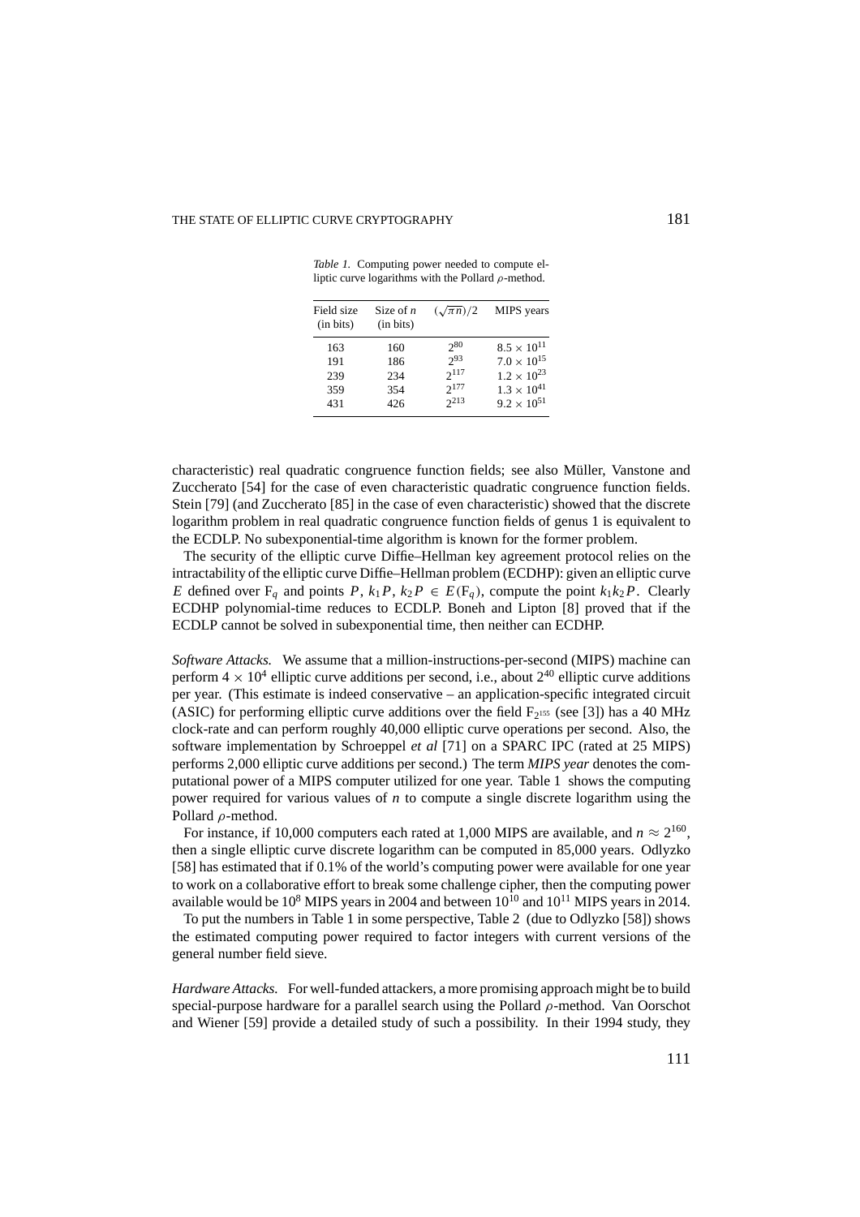*Table 1.* Computing power needed to compute elliptic curve logarithms with the Pollard $\rho$-method.

| Field size (in bits) | Size of $n$ (in bits) | $(\sqrt{\pi n})/2$ | MIPS years |
|---|---|---|---|
| 163 | 160 | $2^{80}$ | $8.5 \times 10^{11}$ |
| 191 | 186 | $2^{93}$ | $7.0 \times 10^{15}$ |
| 239 | 234 | $2^{117}$ | $1.2 \times 10^{23}$ |
| 359 | 354 | $2^{177}$ | $1.3 \times 10^{41}$ |
| 431 | 426 | $2^{213}$ | $9.2 \times 10^{51}$ |

characteristic) real quadratic congruence function fields; see also Müller, Vanstone and Zuccherato [54] for the case of even characteristic quadratic congruence function fields. Stein [79] (and Zuccherato [85] in the case of even characteristic) showed that the discrete logarithm problem in real quadratic congruence function fields of genus 1 is equivalent to the ECDLP. No subexponential-time algorithm is known for the former problem.

The security of the elliptic curve Diffie–Hellman key agreement protocol relies on the intractability of the elliptic curve Diffie–Hellman problem (ECDHP): given an elliptic curve $E$ defined over $\mathbb{F}_q$ and points $P$, $k_1P$, $k_2P \in E(\mathbb{F}_q)$, compute the point $k_1k_2P$. Clearly ECDHP polynomial-time reduces to ECDLP. Boneh and Lipton [8] proved that if the ECDLP cannot be solved in subexponential time, then neither can ECDHP.

*Software Attacks.* We assume that a million-instructions-per-second (MIPS) machine can perform $4 \times 10^4$ elliptic curve additions per second, i.e., about $2^{40}$ elliptic curve additions per year. (This estimate is indeed conservative – an application-specific integrated circuit (ASIC) for performing elliptic curve additions over the field $\mathbb{F}_{2^{155}}$ (see [3]) has a 40 MHz clock-rate and can perform roughly 40,000 elliptic curve operations per second. Also, the software implementation by Schroeppel *et al* [71] on a SPARC IPC (rated at 25 MIPS) performs 2,000 elliptic curve additions per second.) The term *MIPS year* denotes the computational power of a MIPS computer utilized for one year. Table 1 shows the computing power required for various values of $n$ to compute a single discrete logarithm using the Pollard $\rho$-method.

For instance, if 10,000 computers each rated at 1,000 MIPS are available, and $n \approx 2^{160}$, then a single elliptic curve discrete logarithm can be computed in 85,000 years. Odlyzko [58] has estimated that if 0.1% of the world's computing power were available for one year to work on a collaborative effort to break some challenge cipher, then the computing power available would be $10^8$ MIPS years in 2004 and between $10^{10}$ and $10^{11}$ MIPS years in 2014.

To put the numbers in Table 1 in some perspective, Table 2 (due to Odlyzko [58]) shows the estimated computing power required to factor integers with current versions of the general number field sieve.

*Hardware Attacks.* For well-funded attackers, a more promising approach might be to build special-purpose hardware for a parallel search using the Pollard $\rho$-method. Van Oorschot and Wiener [59] provide a detailed study of such a possibility. In their 1994 study, they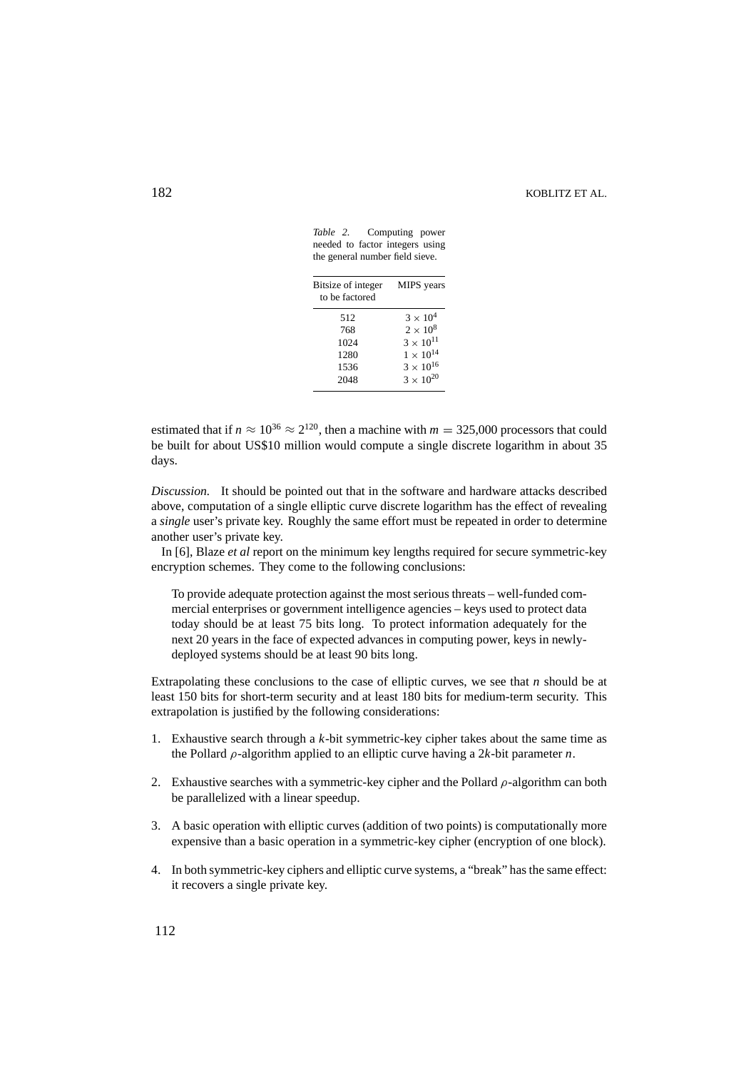*Table 2.* Computing power needed to factor integers using the general number field sieve.

| Bitsize of integer to be factored | MIPS years |
|---|---|
| 512 | $3 \times 10^4$ |
| 768 | $2 \times 10^8$ |
| 1024 | $3 \times 10^{11}$ |
| 1280 | $1 \times 10^{14}$ |
| 1536 | $3 \times 10^{16}$ |
| 2048 | $3 \times 10^{20}$ |

estimated that if $n \approx 10^{36} \approx 2^{120}$, then a machine with $m = 325{,}000$ processors that could be built for about US$10 million would compute a single discrete logarithm in about 35 days.

*Discussion.* It should be pointed out that in the software and hardware attacks described above, computation of a single elliptic curve discrete logarithm has the effect of revealing a *single* user's private key. Roughly the same effort must be repeated in order to determine another user's private key.

In [6], Blaze *et al* report on the minimum key lengths required for secure symmetric-key encryption schemes. They come to the following conclusions:

> To provide adequate protection against the most serious threats – well-funded commercial enterprises or government intelligence agencies – keys used to protect data today should be at least 75 bits long. To protect information adequately for the next 20 years in the face of expected advances in computing power, keys in newly-deployed systems should be at least 90 bits long.

Extrapolating these conclusions to the case of elliptic curves, we see that $n$ should be at least 150 bits for short-term security and at least 180 bits for medium-term security. This extrapolation is justified by the following considerations:

1. Exhaustive search through a $k$-bit symmetric-key cipher takes about the same time as the Pollard $\rho$-algorithm applied to an elliptic curve having a $2k$-bit parameter $n$.
2. Exhaustive searches with a symmetric-key cipher and the Pollard $\rho$-algorithm can both be parallelized with a linear speedup.
3. A basic operation with elliptic curves (addition of two points) is computationally more expensive than a basic operation in a symmetric-key cipher (encryption of one block).
4. In both symmetric-key ciphers and elliptic curve systems, a "break" has the same effect: it recovers a single private key.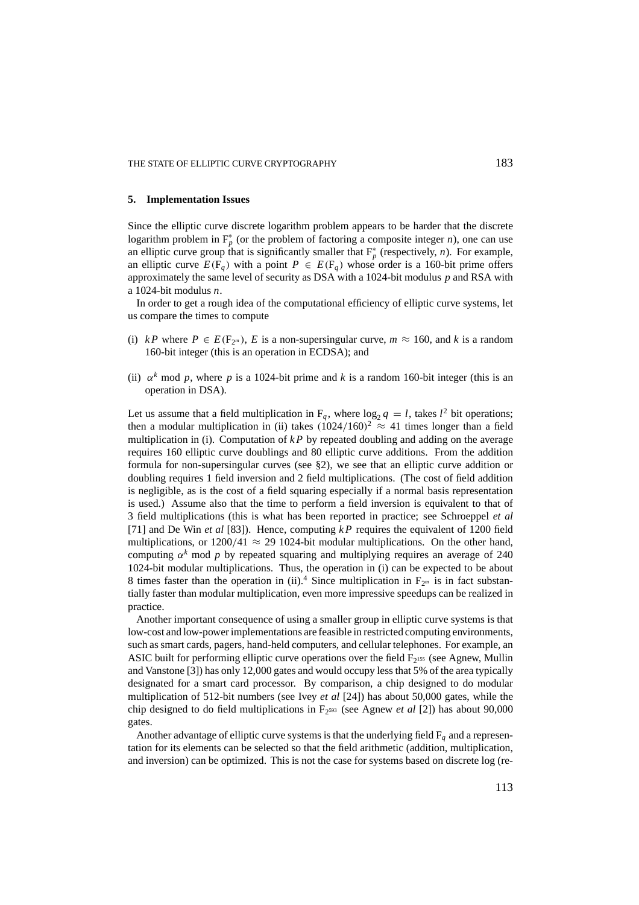## 5. Implementation Issues

Since the elliptic curve discrete logarithm problem appears to be harder that the discrete logarithm problem in $F_p^*$ (or the problem of factoring a composite integer $n$), one can use an elliptic curve group that is significantly smaller that $F_p^*$ (respectively, $n$). For example, an elliptic curve $E(F_q)$ with a point $P \in E(F_q)$ whose order is a 160-bit prime offers approximately the same level of security as DSA with a 1024-bit modulus $p$ and RSA with a 1024-bit modulus $n$.

In order to get a rough idea of the computational efficiency of elliptic curve systems, let us compare the times to compute

(i) $kP$ where $P \in E(F_{2^m})$, $E$ is a non-supersingular curve, $m \approx 160$, and $k$ is a random 160-bit integer (this is an operation in ECDSA); and

(ii) $\alpha^k \bmod p$, where $p$ is a 1024-bit prime and $k$ is a random 160-bit integer (this is an operation in DSA).

Let us assume that a field multiplication in $F_q$, where $\log_2 q = l$, takes $l^2$ bit operations; then a modular multiplication in (ii) takes $(1024/160)^2 \approx 41$ times longer than a field multiplication in (i). Computation of $kP$ by repeated doubling and adding on the average requires 160 elliptic curve doublings and 80 elliptic curve additions. From the addition formula for non-supersingular curves (see §2), we see that an elliptic curve addition or doubling requires 1 field inversion and 2 field multiplications. (The cost of field addition is negligible, as is the cost of a field squaring especially if a normal basis representation is used.) Assume also that the time to perform a field inversion is equivalent to that of 3 field multiplications (this is what has been reported in practice; see Schroeppel *et al* [71] and De Win *et al* [83]). Hence, computing $kP$ requires the equivalent of 1200 field multiplications, or $1200/41 \approx 29$ 1024-bit modular multiplications. On the other hand, computing $\alpha^k \bmod p$ by repeated squaring and multiplying requires an average of 240 1024-bit modular multiplications. Thus, the operation in (i) can be expected to be about 8 times faster than the operation in (ii).[4] Since multiplication in $F_{2^m}$ is in fact substantially faster than modular multiplication, even more impressive speedups can be realized in practice.

Another important consequence of using a smaller group in elliptic curve systems is that low-cost and low-power implementations are feasible in restricted computing environments, such as smart cards, pagers, hand-held computers, and cellular telephones. For example, an ASIC built for performing elliptic curve operations over the field $F_{2^{155}}$ (see Agnew, Mullin and Vanstone [3]) has only 12,000 gates and would occupy less that 5% of the area typically designated for a smart card processor. By comparison, a chip designed to do modular multiplication of 512-bit numbers (see Ivey *et al* [24]) has about 50,000 gates, while the chip designed to do field multiplications in $F_{2^{593}}$ (see Agnew *et al* [2]) has about 90,000 gates.

Another advantage of elliptic curve systems is that the underlying field $F_q$ and a representation for its elements can be selected so that the field arithmetic (addition, multiplication, and inversion) can be optimized. This is not the case for systems based on discrete log (re-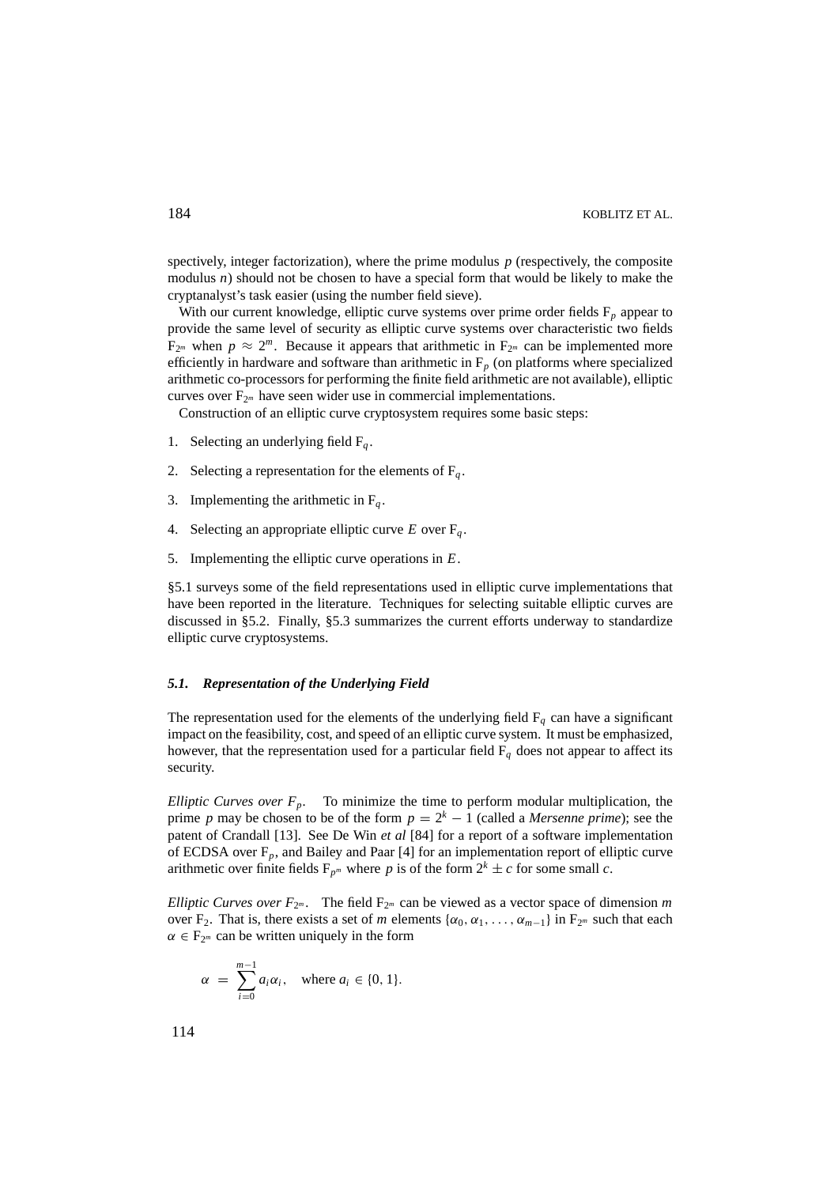spectively, integer factorization), where the prime modulus $p$ (respectively, the composite modulus $n$) should not be chosen to have a special form that would be likely to make the cryptanalyst's task easier (using the number field sieve).

With our current knowledge, elliptic curve systems over prime order fields $F_p$ appear to provide the same level of security as elliptic curve systems over characteristic two fields $F_{2^m}$ when $p \approx 2^m$. Because it appears that arithmetic in $F_{2^m}$ can be implemented more efficiently in hardware and software than arithmetic in $F_p$ (on platforms where specialized arithmetic co-processors for performing the finite field arithmetic are not available), elliptic curves over $F_{2^m}$ have seen wider use in commercial implementations.

Construction of an elliptic curve cryptosystem requires some basic steps:

1. Selecting an underlying field $F_q$.
2. Selecting a representation for the elements of $F_q$.
3. Implementing the arithmetic in $F_q$.
4. Selecting an appropriate elliptic curve $E$ over $F_q$.
5. Implementing the elliptic curve operations in $E$.

§5.1 surveys some of the field representations used in elliptic curve implementations that have been reported in the literature. Techniques for selecting suitable elliptic curves are discussed in §5.2. Finally, §5.3 summarizes the current efforts underway to standardize elliptic curve cryptosystems.

### *5.1. Representation of the Underlying Field*

The representation used for the elements of the underlying field $F_q$ can have a significant impact on the feasibility, cost, and speed of an elliptic curve system. It must be emphasized, however, that the representation used for a particular field $F_q$ does not appear to affect its security.

*Elliptic Curves over $F_p$.* To minimize the time to perform modular multiplication, the prime $p$ may be chosen to be of the form $p = 2^k - 1$ (called a *Mersenne prime*); see the patent of Crandall [13]. See De Win *et al* [84] for a report of a software implementation of ECDSA over $F_p$, and Bailey and Paar [4] for an implementation report of elliptic curve arithmetic over finite fields $F_{p^m}$ where $p$ is of the form $2^k \pm c$ for some small $c$.

*Elliptic Curves over $F_{2^m}$.* The field $F_{2^m}$ can be viewed as a vector space of dimension $m$ over $F_2$. That is, there exists a set of $m$ elements $\{\alpha_0, \alpha_1, \ldots, \alpha_{m-1}\}$ in $F_{2^m}$ such that each $\alpha \in F_{2^m}$ can be written uniquely in the form

$$\alpha = \sum_{i=0}^{m-1} a_i \alpha_i, \quad \text{where } a_i \in \{0, 1\}.$$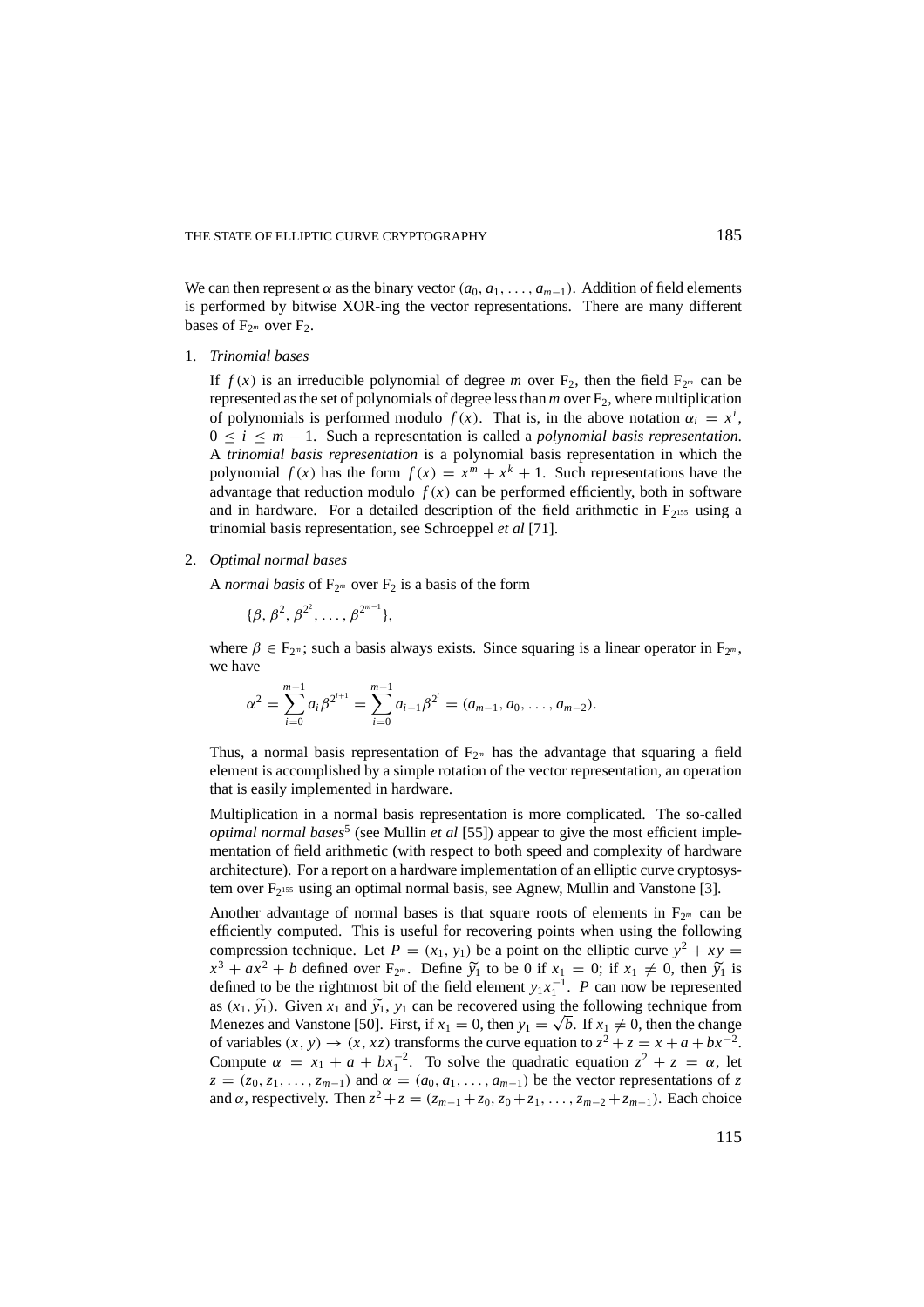We can then represent $\alpha$ as the binary vector $(a_0, a_1, \ldots, a_{m-1})$. Addition of field elements is performed by bitwise XOR-ing the vector representations. There are many different bases of $F_{2^m}$ over $F_2$.

1. *Trinomial bases*

   If $f(x)$ is an irreducible polynomial of degree $m$ over $F_2$, then the field $F_{2^m}$ can be represented as the set of polynomials of degree less than $m$ over $F_2$, where multiplication of polynomials is performed modulo $f(x)$. That is, in the above notation $\alpha_i = x^i$, $0 \leq i \leq m-1$. Such a representation is called a *polynomial basis representation*. A *trinomial basis representation* is a polynomial basis representation in which the polynomial $f(x)$ has the form $f(x) = x^m + x^k + 1$. Such representations have the advantage that reduction modulo $f(x)$ can be performed efficiently, both in software and in hardware. For a detailed description of the field arithmetic in $F_{2^{155}}$ using a trinomial basis representation, see Schroeppel *et al* [71].

2. *Optimal normal bases*

   A *normal basis* of $F_{2^m}$ over $F_2$ is a basis of the form

   $$\{\beta, \beta^2, \beta^{2^2}, \ldots, \beta^{2^{m-1}}\},$$

   where $\beta \in F_{2^m}$; such a basis always exists. Since squaring is a linear operator in $F_{2^m}$, we have

   $$\alpha^2 = \sum_{i=0}^{m-1} a_i \beta^{2^{i+1}} = \sum_{i=0}^{m-1} a_{i-1} \beta^{2^i} = (a_{m-1}, a_0, \ldots, a_{m-2}).$$

   Thus, a normal basis representation of $F_{2^m}$ has the advantage that squaring a field element is accomplished by a simple rotation of the vector representation, an operation that is easily implemented in hardware.

   Multiplication in a normal basis representation is more complicated. The so-called *optimal normal bases*[5] (see Mullin *et al* [55]) appear to give the most efficient implementation of field arithmetic (with respect to both speed and complexity of hardware architecture). For a report on a hardware implementation of an elliptic curve cryptosystem over $F_{2^{155}}$ using an optimal normal basis, see Agnew, Mullin and Vanstone [3].

   Another advantage of normal bases is that square roots of elements in $F_{2^m}$ can be efficiently computed. This is useful for recovering points when using the following compression technique. Let $P = (x_1, y_1)$ be a point on the elliptic curve $y^2 + xy = x^3 + ax^2 + b$ defined over $F_{2^m}$. Define $\widetilde{y}_1$ to be 0 if $x_1 = 0$; if $x_1 \neq 0$, then $\widetilde{y}_1$ is defined to be the rightmost bit of the field element $y_1 x_1^{-1}$. $P$ can now be represented as $(x_1, \widetilde{y}_1)$. Given $x_1$ and $\widetilde{y}_1$, $y_1$ can be recovered using the following technique from Menezes and Vanstone [50]. First, if $x_1 = 0$, then $y_1 = \sqrt{b}$. If $x_1 \neq 0$, then the change of variables $(x, y) \to (x, xz)$ transforms the curve equation to $z^2 + z = x + a + bx^{-2}$. Compute $\alpha = x_1 + a + bx_1^{-2}$. To solve the quadratic equation $z^2 + z = \alpha$, let $z = (z_0, z_1, \ldots, z_{m-1})$ and $\alpha = (a_0, a_1, \ldots, a_{m-1})$ be the vector representations of $z$ and $\alpha$, respectively. Then $z^2 + z = (z_{m-1} + z_0, z_0 + z_1, \ldots, z_{m-2} + z_{m-1})$. Each choice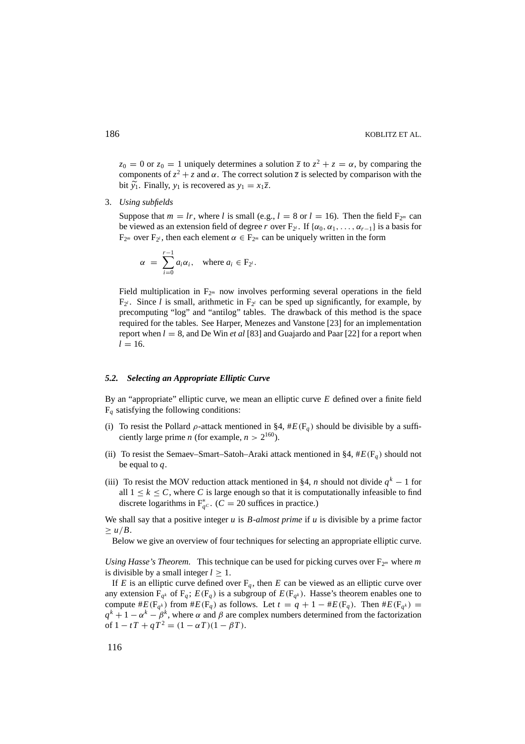$z_0 = 0$ or $z_0 = 1$ uniquely determines a solution $\overline{z}$ to $z^2 + z = \alpha$, by comparing the components of $z^2 + z$ and $\alpha$. The correct solution $\overline{z}$ is selected by comparison with the bit $\widetilde{y_1}$. Finally, $y_1$ is recovered as $y_1 = x_1\overline{z}$.

3. *Using subfields*

   Suppose that $m = lr$, where $l$ is small (e.g., $l = 8$ or $l = 16$). Then the field $\mathbb{F}_{2^m}$ can be viewed as an extension field of degree $r$ over $\mathbb{F}_{2^l}$. If $\{\alpha_0, \alpha_1, \ldots, \alpha_{r-1}\}$ is a basis for $\mathbb{F}_{2^m}$ over $\mathbb{F}_{2^l}$, then each element $\alpha \in \mathbb{F}_{2^m}$ can be uniquely written in the form

   $$\alpha \;=\; \sum_{i=0}^{r-1} a_i \alpha_i, \quad \text{where } a_i \in \mathbb{F}_{2^l}.$$

   Field multiplication in $\mathbb{F}_{2^m}$ now involves performing several operations in the field $\mathbb{F}_{2^l}$. Since $l$ is small, arithmetic in $\mathbb{F}_{2^l}$ can be sped up significantly, for example, by precomputing "log" and "antilog" tables. The drawback of this method is the space required for the tables. See Harper, Menezes and Vanstone [23] for an implementation report when $l = 8$, and De Win *et al* [83] and Guajardo and Paar [22] for a report when $l = 16$.

### *5.2. Selecting an Appropriate Elliptic Curve*

By an "appropriate" elliptic curve, we mean an elliptic curve $E$ defined over a finite field $\mathbb{F}_q$ satisfying the following conditions:

(i) To resist the Pollard $\rho$-attack mentioned in §4, $\#E(\mathbb{F}_q)$ should be divisible by a sufficiently large prime $n$ (for example, $n > 2^{160}$).

(ii) To resist the Semaev–Smart–Satoh–Araki attack mentioned in §4, $\#E(\mathbb{F}_q)$ should not be equal to $q$.

(iii) To resist the MOV reduction attack mentioned in §4, $n$ should not divide $q^k - 1$ for all $1 \le k \le C$, where $C$ is large enough so that it is computationally infeasible to find discrete logarithms in $\mathbb{F}^*_{q^C}$. ($C = 20$ suffices in practice.)

We shall say that a positive integer $u$ is *B-almost prime* if $u$ is divisible by a prime factor $\ge u/B$.

Below we give an overview of four techniques for selecting an appropriate elliptic curve.

*Using Hasse's Theorem.* This technique can be used for picking curves over $\mathbb{F}_{2^m}$ where $m$ is divisible by a small integer $l \ge 1$.

If $E$ is an elliptic curve defined over $\mathbb{F}_q$, then $E$ can be viewed as an elliptic curve over any extension $\mathbb{F}_{q^k}$ of $\mathbb{F}_q$; $E(\mathbb{F}_q)$ is a subgroup of $E(\mathbb{F}_{q^k})$. Hasse's theorem enables one to compute $\#E(\mathbb{F}_{q^k})$ from $\#E(\mathbb{F}_q)$ as follows. Let $t = q + 1 - \#E(\mathbb{F}_q)$. Then $\#E(\mathbb{F}_{q^k}) = q^k + 1 - \alpha^k - \beta^k$, where $\alpha$ and $\beta$ are complex numbers determined from the factorization of $1 - tT + qT^2 = (1 - \alpha T)(1 - \beta T)$.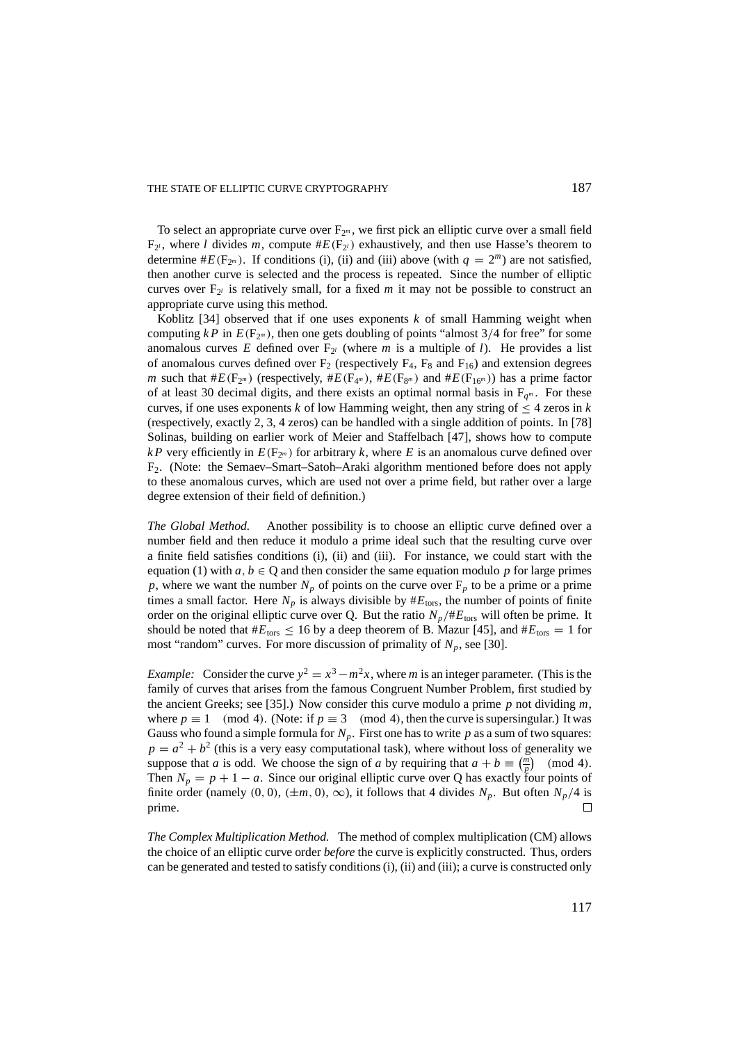To select an appropriate curve over $F_{2^m}$, we first pick an elliptic curve over a small field $F_{2^l}$, where $l$ divides $m$, compute $\#E(F_{2^l})$ exhaustively, and then use Hasse's theorem to determine $\#E(F_{2^m})$. If conditions (i), (ii) and (iii) above (with $q = 2^m$) are not satisfied, then another curve is selected and the process is repeated. Since the number of elliptic curves over $F_{2^l}$ is relatively small, for a fixed $m$ it may not be possible to construct an appropriate curve using this method.

Koblitz [34] observed that if one uses exponents $k$ of small Hamming weight when computing $kP$ in $E(F_{2^m})$, then one gets doubling of points "almost 3/4 for free" for some anomalous curves $E$ defined over $F_{2^l}$ (where $m$ is a multiple of $l$). He provides a list of anomalous curves defined over $F_2$ (respectively $F_4$, $F_8$ and $F_{16}$) and extension degrees $m$ such that $\#E(F_{2^m})$ (respectively, $\#E(F_{4^m})$, $\#E(F_{8^m})$ and $\#E(F_{16^m})$) has a prime factor of at least 30 decimal digits, and there exists an optimal normal basis in $F_{q^m}$. For these curves, if one uses exponents $k$ of low Hamming weight, then any string of $\leq 4$ zeros in $k$ (respectively, exactly 2, 3, 4 zeros) can be handled with a single addition of points. In [78] Solinas, building on earlier work of Meier and Staffelbach [47], shows how to compute $kP$ very efficiently in $E(F_{2^m})$ for arbitrary $k$, where $E$ is an anomalous curve defined over $F_2$. (Note: the Semaev–Smart–Satoh–Araki algorithm mentioned before does not apply to these anomalous curves, which are used not over a prime field, but rather over a large degree extension of their field of definition.)

*The Global Method.* Another possibility is to choose an elliptic curve defined over a number field and then reduce it modulo a prime ideal such that the resulting curve over a finite field satisfies conditions (i), (ii) and (iii). For instance, we could start with the equation (1) with $a, b \in Q$ and then consider the same equation modulo $p$ for large primes $p$, where we want the number $N_p$ of points on the curve over $F_p$ to be a prime or a prime times a small factor. Here $N_p$ is always divisible by $\#E_{\text{tors}}$, the number of points of finite order on the original elliptic curve over Q. But the ratio $N_p/\#E_{\text{tors}}$ will often be prime. It should be noted that $\#E_{\text{tors}} \leq 16$ by a deep theorem of B. Mazur [45], and $\#E_{\text{tors}} = 1$ for most "random" curves. For more discussion of primality of $N_p$, see [30].

*Example:* Consider the curve $y^2 = x^3 - m^2 x$, where $m$ is an integer parameter. (This is the family of curves that arises from the famous Congruent Number Problem, first studied by the ancient Greeks; see [35].) Now consider this curve modulo a prime $p$ not dividing $m$, where $p \equiv 1 \pmod 4$. (Note: if $p \equiv 3 \pmod 4$, then the curve is supersingular.) It was Gauss who found a simple formula for $N_p$. First one has to write $p$ as a sum of two squares: $p = a^2 + b^2$ (this is a very easy computational task), where without loss of generality we suppose that $a$ is odd. We choose the sign of $a$ by requiring that $a + b \equiv \left(\frac{m}{p}\right) \pmod 4$. Then $N_p = p + 1 - a$. Since our original elliptic curve over Q has exactly four points of finite order (namely $(0, 0)$, $(\pm m, 0)$, $\infty$), it follows that 4 divides $N_p$. But often $N_p/4$ is prime. $\square$

*The Complex Multiplication Method.* The method of complex multiplication (CM) allows the choice of an elliptic curve order *before* the curve is explicitly constructed. Thus, orders can be generated and tested to satisfy conditions (i), (ii) and (iii); a curve is constructed only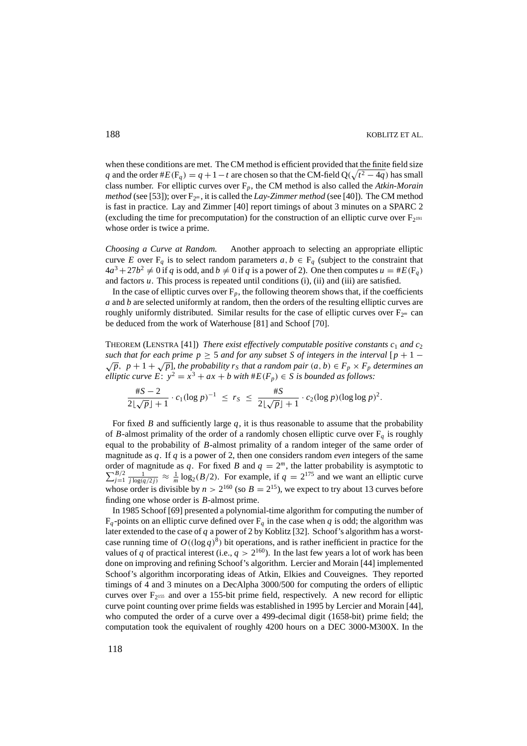when these conditions are met. The CM method is efficient provided that the finite field size $q$ and the order $\#E(\mathrm{F}_q) = q + 1 - t$ are chosen so that the CM-field $\mathrm{Q}(\sqrt{t^2 - 4q})$ has small class number. For elliptic curves over $\mathrm{F}_p$, the CM method is also called the *Atkin-Morain method* (see [53]); over $\mathrm{F}_{2^m}$, it is called the *Lay-Zimmer method* (see [40]). The CM method is fast in practice. Lay and Zimmer [40] report timings of about 3 minutes on a SPARC 2 (excluding the time for precomputation) for the construction of an elliptic curve over $\mathrm{F}_{2^{191}}$ whose order is twice a prime.

*Choosing a Curve at Random.* Another approach to selecting an appropriate elliptic curve $E$ over $\mathrm{F}_q$ is to select random parameters $a, b \in \mathrm{F}_q$ (subject to the constraint that $4a^3 + 27b^2 \neq 0$ if $q$ is odd, and $b \neq 0$ if $q$ is a power of 2). One then computes $u = \#E(\mathrm{F}_q)$ and factors $u$. This process is repeated until conditions (i), (ii) and (iii) are satisfied.

In the case of elliptic curves over $\mathrm{F}_p$, the following theorem shows that, if the coefficients $a$ and $b$ are selected uniformly at random, then the orders of the resulting elliptic curves are roughly uniformly distributed. Similar results for the case of elliptic curves over $\mathrm{F}_{2^m}$ can be deduced from the work of Waterhouse [81] and Schoof [70].

THEOREM (LENSTRA [41]) *There exist effectively computable positive constants $c_1$ and $c_2$ such that for each prime $p \geq 5$ and for any subset $S$ of integers in the interval $[p + 1 - \sqrt{p},\ p + 1 + \sqrt{p}]$, the probability $r_S$ that a random pair $(a, b) \in F_p \times F_p$ determines an elliptic curve $E$: $y^2 = x^3 + ax + b$ with $\#E(F_p) \in S$ is bounded as follows:*

$$\frac{\#S - 2}{2\lfloor\sqrt{p}\rfloor + 1} \cdot c_1(\log p)^{-1} \ \leq \ r_S \ \leq \ \frac{\#S}{2\lfloor\sqrt{p}\rfloor + 1} \cdot c_2(\log p)(\log\log p)^2.$$

For fixed $B$ and sufficiently large $q$, it is thus reasonable to assume that the probability of $B$-almost primality of the order of a randomly chosen elliptic curve over $\mathrm{F}_q$ is roughly equal to the probability of $B$-almost primality of a random integer of the same order of magnitude as $q$. If $q$ is a power of 2, then one considers random *even* integers of the same order of magnitude as $q$. For fixed $B$ and $q = 2^m$, the latter probability is asymptotic to $\sum_{j=1}^{B/2} \frac{1}{j \log(q/2j)} \approx \frac{1}{m}\log_2(B/2)$. For example, if $q = 2^{175}$ and we want an elliptic curve whose order is divisible by $n > 2^{160}$ (so $B = 2^{15}$), we expect to try about 13 curves before finding one whose order is $B$-almost prime.

In 1985 Schoof [69] presented a polynomial-time algorithm for computing the number of $\mathrm{F}_q$-points on an elliptic curve defined over $\mathrm{F}_q$ in the case when $q$ is odd; the algorithm was later extended to the case of $q$ a power of 2 by Koblitz [32]. Schoof's algorithm has a worst-case running time of $O((\log q)^8)$ bit operations, and is rather inefficient in practice for the values of $q$ of practical interest (i.e., $q > 2^{160}$). In the last few years a lot of work has been done on improving and refining Schoof's algorithm. Lercier and Morain [44] implemented Schoof's algorithm incorporating ideas of Atkin, Elkies and Couveignes. They reported timings of 4 and 3 minutes on a DecAlpha 3000/500 for computing the orders of elliptic curves over $\mathrm{F}_{2^{155}}$ and over a 155-bit prime field, respectively. A new record for elliptic curve point counting over prime fields was established in 1995 by Lercier and Morain [44], who computed the order of a curve over a 499-decimal digit (1658-bit) prime field; the computation took the equivalent of roughly 4200 hours on a DEC 3000-M300X. In the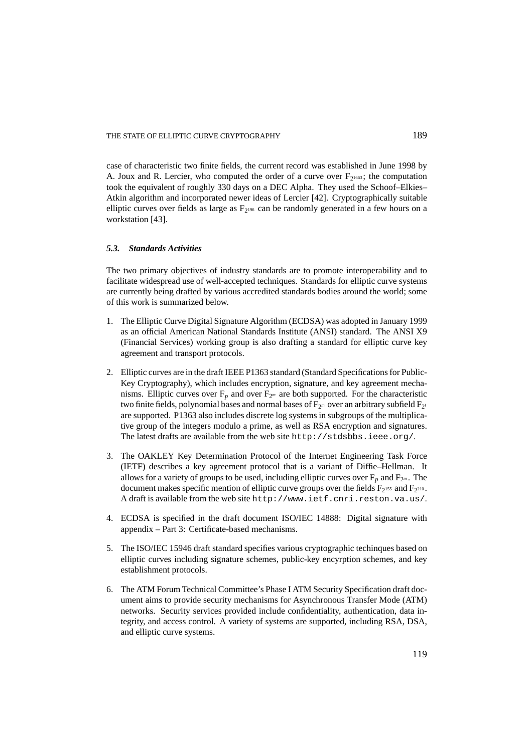case of characteristic two finite fields, the current record was established in June 1998 by A. Joux and R. Lercier, who computed the order of a curve over $F_{2^{1663}}$; the computation took the equivalent of roughly 330 days on a DEC Alpha. They used the Schoof–Elkies–Atkin algorithm and incorporated newer ideas of Lercier [42]. Cryptographically suitable elliptic curves over fields as large as $F_{2^{196}}$ can be randomly generated in a few hours on a workstation [43].

### *5.3. Standards Activities*

The two primary objectives of industry standards are to promote interoperability and to facilitate widespread use of well-accepted techniques. Standards for elliptic curve systems are currently being drafted by various accredited standards bodies around the world; some of this work is summarized below.

1. The Elliptic Curve Digital Signature Algorithm (ECDSA) was adopted in January 1999 as an official American National Standards Institute (ANSI) standard. The ANSI X9 (Financial Services) working group is also drafting a standard for elliptic curve key agreement and transport protocols.

2. Elliptic curves are in the draft IEEE P1363 standard (Standard Specifications for Public-Key Cryptography), which includes encryption, signature, and key agreement mechanisms. Elliptic curves over $F_p$ and over $F_{2^m}$ are both supported. For the characteristic two finite fields, polynomial bases and normal bases of $F_{2^m}$ over an arbitrary subfield $F_{2^l}$ are supported. P1363 also includes discrete log systems in subgroups of the multiplicative group of the integers modulo a prime, as well as RSA encryption and signatures. The latest drafts are available from the web site `http://stdsbbs.ieee.org/`.

3. The OAKLEY Key Determination Protocol of the Internet Engineering Task Force (IETF) describes a key agreement protocol that is a variant of Diffie–Hellman. It allows for a variety of groups to be used, including elliptic curves over $F_p$ and $F_{2^m}$. The document makes specific mention of elliptic curve groups over the fields $F_{2^{155}}$ and $F_{2^{210}}$. A draft is available from the web site `http://www.ietf.cnri.reston.va.us/`.

4. ECDSA is specified in the draft document ISO/IEC 14888: Digital signature with appendix – Part 3: Certificate-based mechanisms.

5. The ISO/IEC 15946 draft standard specifies various cryptographic techinques based on elliptic curves including signature schemes, public-key encyrption schemes, and key establishment protocols.

6. The ATM Forum Technical Committee's Phase I ATM Security Specification draft document aims to provide security mechanisms for Asynchronous Transfer Mode (ATM) networks. Security services provided include confidentiality, authentication, data integrity, and access control. A variety of systems are supported, including RSA, DSA, and elliptic curve systems.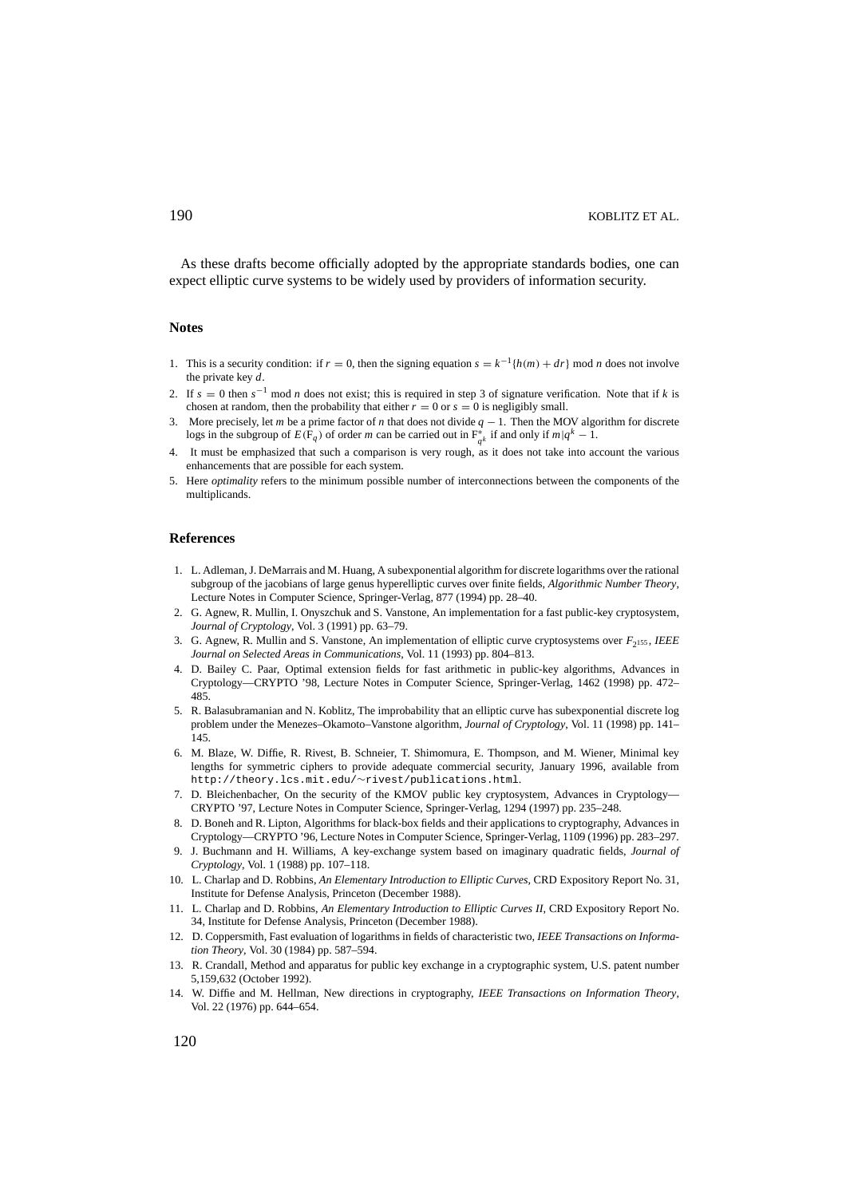As these drafts become officially adopted by the appropriate standards bodies, one can expect elliptic curve systems to be widely used by providers of information security.

## Notes

1. This is a security condition: if $r = 0$, then the signing equation $s = k^{-1}\{h(m) + dr\} \bmod n$ does not involve the private key $d$.
2. If $s = 0$ then $s^{-1} \bmod n$ does not exist; this is required in step 3 of signature verification. Note that if $k$ is chosen at random, then the probability that either $r = 0$ or $s = 0$ is negligibly small.
3. More precisely, let $m$ be a prime factor of $n$ that does not divide $q - 1$. Then the MOV algorithm for discrete logs in the subgroup of $E(\mathbb{F}_q)$ of order $m$ can be carried out in $\mathbb{F}^*_{q^k}$ if and only if $m | q^k - 1$.
4. It must be emphasized that such a comparison is very rough, as it does not take into account the various enhancements that are possible for each system.
5. Here *optimality* refers to the minimum possible number of interconnections between the components of the multiplicands.

## References

1. L. Adleman, J. DeMarrais and M. Huang, A subexponential algorithm for discrete logarithms over the rational subgroup of the jacobians of large genus hyperelliptic curves over finite fields, *Algorithmic Number Theory*, Lecture Notes in Computer Science, Springer-Verlag, 877 (1994) pp. 28–40.
2. G. Agnew, R. Mullin, I. Onyszchuk and S. Vanstone, An implementation for a fast public-key cryptosystem, *Journal of Cryptology*, Vol. 3 (1991) pp. 63–79.
3. G. Agnew, R. Mullin and S. Vanstone, An implementation of elliptic curve cryptosystems over $F_{2^{155}}$, *IEEE Journal on Selected Areas in Communications*, Vol. 11 (1993) pp. 804–813.
4. D. Bailey C. Paar, Optimal extension fields for fast arithmetic in public-key algorithms, Advances in Cryptology—CRYPTO '98, Lecture Notes in Computer Science, Springer-Verlag, 1462 (1998) pp. 472–485.
5. R. Balasubramanian and N. Koblitz, The improbability that an elliptic curve has subexponential discrete log problem under the Menezes–Okamoto–Vanstone algorithm, *Journal of Cryptology*, Vol. 11 (1998) pp. 141–145.
6. M. Blaze, W. Diffie, R. Rivest, B. Schneier, T. Shimomura, E. Thompson, and M. Wiener, Minimal key lengths for symmetric ciphers to provide adequate commercial security, January 1996, available from `http://theory.lcs.mit.edu/~rivest/publications.html`.
7. D. Bleichenbacher, On the security of the KMOV public key cryptosystem, Advances in Cryptology—CRYPTO '97, Lecture Notes in Computer Science, Springer-Verlag, 1294 (1997) pp. 235–248.
8. D. Boneh and R. Lipton, Algorithms for black-box fields and their applications to cryptography, Advances in Cryptology—CRYPTO '96, Lecture Notes in Computer Science, Springer-Verlag, 1109 (1996) pp. 283–297.
9. J. Buchmann and H. Williams, A key-exchange system based on imaginary quadratic fields, *Journal of Cryptology*, Vol. 1 (1988) pp. 107–118.
10. L. Charlap and D. Robbins, *An Elementary Introduction to Elliptic Curves*, CRD Expository Report No. 31, Institute for Defense Analysis, Princeton (December 1988).
11. L. Charlap and D. Robbins, *An Elementary Introduction to Elliptic Curves II*, CRD Expository Report No. 34, Institute for Defense Analysis, Princeton (December 1988).
12. D. Coppersmith, Fast evaluation of logarithms in fields of characteristic two, *IEEE Transactions on Information Theory*, Vol. 30 (1984) pp. 587–594.
13. R. Crandall, Method and apparatus for public key exchange in a cryptographic system, U.S. patent number 5,159,632 (October 1992).
14. W. Diffie and M. Hellman, New directions in cryptography, *IEEE Transactions on Information Theory*, Vol. 22 (1976) pp. 644–654.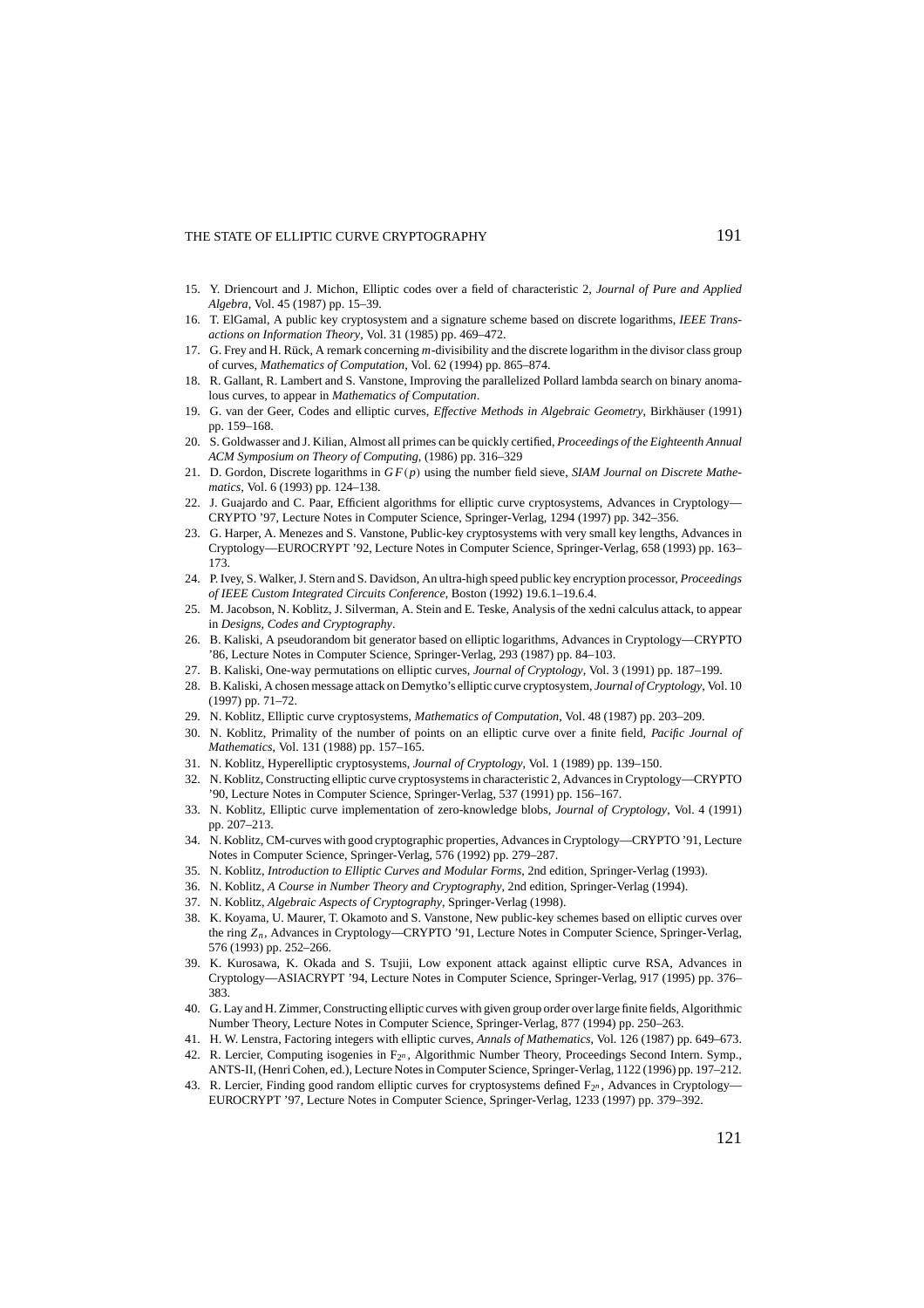15. Y. Driencourt and J. Michon, Elliptic codes over a field of characteristic 2, *Journal of Pure and Applied Algebra*, Vol. 45 (1987) pp. 15–39.
16. T. ElGamal, A public key cryptosystem and a signature scheme based on discrete logarithms, *IEEE Transactions on Information Theory*, Vol. 31 (1985) pp. 469–472.
17. G. Frey and H. Rück, A remark concerning $m$-divisibility and the discrete logarithm in the divisor class group of curves, *Mathematics of Computation*, Vol. 62 (1994) pp. 865–874.
18. R. Gallant, R. Lambert and S. Vanstone, Improving the parallelized Pollard lambda search on binary anomalous curves, to appear in *Mathematics of Computation*.
19. G. van der Geer, Codes and elliptic curves, *Effective Methods in Algebraic Geometry*, Birkhäuser (1991) pp. 159–168.
20. S. Goldwasser and J. Kilian, Almost all primes can be quickly certified, *Proceedings of the Eighteenth Annual ACM Symposium on Theory of Computing*, (1986) pp. 316–329
21. D. Gordon, Discrete logarithms in $GF(p)$ using the number field sieve, *SIAM Journal on Discrete Mathematics*, Vol. 6 (1993) pp. 124–138.
22. J. Guajardo and C. Paar, Efficient algorithms for elliptic curve cryptosystems, Advances in Cryptology—CRYPTO '97, Lecture Notes in Computer Science, Springer-Verlag, 1294 (1997) pp. 342–356.
23. G. Harper, A. Menezes and S. Vanstone, Public-key cryptosystems with very small key lengths, Advances in Cryptology—EUROCRYPT '92, Lecture Notes in Computer Science, Springer-Verlag, 658 (1993) pp. 163–173.
24. P. Ivey, S. Walker, J. Stern and S. Davidson, An ultra-high speed public key encryption processor, *Proceedings of IEEE Custom Integrated Circuits Conference*, Boston (1992) 19.6.1–19.6.4.
25. M. Jacobson, N. Koblitz, J. Silverman, A. Stein and E. Teske, Analysis of the xedni calculus attack, to appear in *Designs, Codes and Cryptography*.
26. B. Kaliski, A pseudorandom bit generator based on elliptic logarithms, Advances in Cryptology—CRYPTO '86, Lecture Notes in Computer Science, Springer-Verlag, 293 (1987) pp. 84–103.
27. B. Kaliski, One-way permutations on elliptic curves, *Journal of Cryptology*, Vol. 3 (1991) pp. 187–199.
28. B. Kaliski, A chosen message attack on Demytko's elliptic curve cryptosystem, *Journal of Cryptology*, Vol. 10 (1997) pp. 71–72.
29. N. Koblitz, Elliptic curve cryptosystems, *Mathematics of Computation*, Vol. 48 (1987) pp. 203–209.
30. N. Koblitz, Primality of the number of points on an elliptic curve over a finite field, *Pacific Journal of Mathematics*, Vol. 131 (1988) pp. 157–165.
31. N. Koblitz, Hyperelliptic cryptosystems, *Journal of Cryptology*, Vol. 1 (1989) pp. 139–150.
32. N. Koblitz, Constructing elliptic curve cryptosystems in characteristic 2, Advances in Cryptology—CRYPTO '90, Lecture Notes in Computer Science, Springer-Verlag, 537 (1991) pp. 156–167.
33. N. Koblitz, Elliptic curve implementation of zero-knowledge blobs, *Journal of Cryptology*, Vol. 4 (1991) pp. 207–213.
34. N. Koblitz, CM-curves with good cryptographic properties, Advances in Cryptology—CRYPTO '91, Lecture Notes in Computer Science, Springer-Verlag, 576 (1992) pp. 279–287.
35. N. Koblitz, *Introduction to Elliptic Curves and Modular Forms*, 2nd edition, Springer-Verlag (1993).
36. N. Koblitz, *A Course in Number Theory and Cryptography*, 2nd edition, Springer-Verlag (1994).
37. N. Koblitz, *Algebraic Aspects of Cryptography*, Springer-Verlag (1998).
38. K. Koyama, U. Maurer, T. Okamoto and S. Vanstone, New public-key schemes based on elliptic curves over the ring $Z_n$, Advances in Cryptology—CRYPTO '91, Lecture Notes in Computer Science, Springer-Verlag, 576 (1993) pp. 252–266.
39. K. Kurosawa, K. Okada and S. Tsujii, Low exponent attack against elliptic curve RSA, Advances in Cryptology—ASIACRYPT '94, Lecture Notes in Computer Science, Springer-Verlag, 917 (1995) pp. 376–383.
40. G. Lay and H. Zimmer, Constructing elliptic curves with given group order over large finite fields, Algorithmic Number Theory, Lecture Notes in Computer Science, Springer-Verlag, 877 (1994) pp. 250–263.
41. H. W. Lenstra, Factoring integers with elliptic curves, *Annals of Mathematics*, Vol. 126 (1987) pp. 649–673.
42. R. Lercier, Computing isogenies in $F_{2^n}$, Algorithmic Number Theory, Proceedings Second Intern. Symp., ANTS-II, (Henri Cohen, ed.), Lecture Notes in Computer Science, Springer-Verlag, 1122 (1996) pp. 197–212.
43. R. Lercier, Finding good random elliptic curves for cryptosystems defined $F_{2^n}$, Advances in Cryptology—EUROCRYPT '97, Lecture Notes in Computer Science, Springer-Verlag, 1233 (1997) pp. 379–392.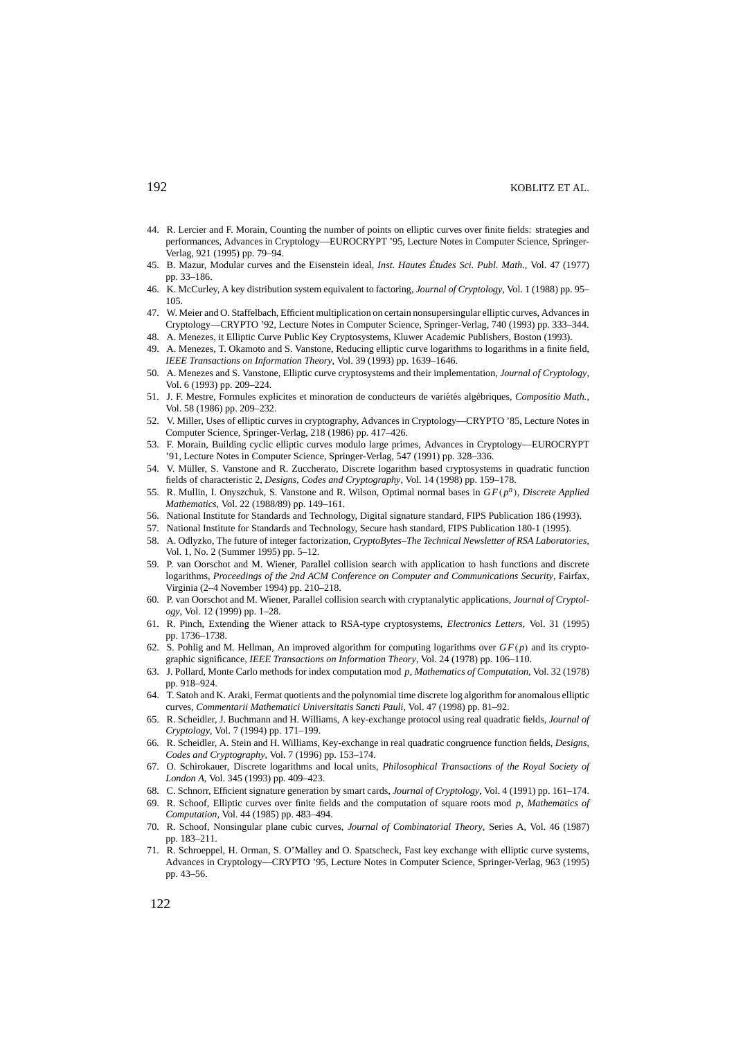44. R. Lercier and F. Morain, Counting the number of points on elliptic curves over finite fields: strategies and performances, Advances in Cryptology—EUROCRYPT '95, Lecture Notes in Computer Science, Springer-Verlag, 921 (1995) pp. 79–94.
45. B. Mazur, Modular curves and the Eisenstein ideal, *Inst. Hautes Études Sci. Publ. Math.*, Vol. 47 (1977) pp. 33–186.
46. K. McCurley, A key distribution system equivalent to factoring, *Journal of Cryptology*, Vol. 1 (1988) pp. 95–105.
47. W. Meier and O. Staffelbach, Efficient multiplication on certain nonsupersingular elliptic curves, Advances in Cryptology—CRYPTO '92, Lecture Notes in Computer Science, Springer-Verlag, 740 (1993) pp. 333–344.
48. A. Menezes, it Elliptic Curve Public Key Cryptosystems, Kluwer Academic Publishers, Boston (1993).
49. A. Menezes, T. Okamoto and S. Vanstone, Reducing elliptic curve logarithms to logarithms in a finite field, *IEEE Transactions on Information Theory*, Vol. 39 (1993) pp. 1639–1646.
50. A. Menezes and S. Vanstone, Elliptic curve cryptosystems and their implementation, *Journal of Cryptology*, Vol. 6 (1993) pp. 209–224.
51. J. F. Mestre, Formules explicites et minoration de conducteurs de variétés algébriques, *Compositio Math.*, Vol. 58 (1986) pp. 209–232.
52. V. Miller, Uses of elliptic curves in cryptography, Advances in Cryptology—CRYPTO '85, Lecture Notes in Computer Science, Springer-Verlag, 218 (1986) pp. 417–426.
53. F. Morain, Building cyclic elliptic curves modulo large primes, Advances in Cryptology—EUROCRYPT '91, Lecture Notes in Computer Science, Springer-Verlag, 547 (1991) pp. 328–336.
54. V. Müller, S. Vanstone and R. Zuccherato, Discrete logarithm based cryptosystems in quadratic function fields of characteristic 2, *Designs, Codes and Cryptography*, Vol. 14 (1998) pp. 159–178.
55. R. Mullin, I. Onyszchuk, S. Vanstone and R. Wilson, Optimal normal bases in $GF(p^n)$, *Discrete Applied Mathematics*, Vol. 22 (1988/89) pp. 149–161.
56. National Institute for Standards and Technology, Digital signature standard, FIPS Publication 186 (1993).
57. National Institute for Standards and Technology, Secure hash standard, FIPS Publication 180-1 (1995).
58. A. Odlyzko, The future of integer factorization, *CryptoBytes–The Technical Newsletter of RSA Laboratories*, Vol. 1, No. 2 (Summer 1995) pp. 5–12.
59. P. van Oorschot and M. Wiener, Parallel collision search with application to hash functions and discrete logarithms, *Proceedings of the 2nd ACM Conference on Computer and Communications Security*, Fairfax, Virginia (2–4 November 1994) pp. 210–218.
60. P. van Oorschot and M. Wiener, Parallel collision search with cryptanalytic applications, *Journal of Cryptology*, Vol. 12 (1999) pp. 1–28.
61. R. Pinch, Extending the Wiener attack to RSA-type cryptosystems, *Electronics Letters*, Vol. 31 (1995) pp. 1736–1738.
62. S. Pohlig and M. Hellman, An improved algorithm for computing logarithms over $GF(p)$ and its cryptographic significance, *IEEE Transactions on Information Theory*, Vol. 24 (1978) pp. 106–110.
63. J. Pollard, Monte Carlo methods for index computation mod $p$, *Mathematics of Computation*, Vol. 32 (1978) pp. 918–924.
64. T. Satoh and K. Araki, Fermat quotients and the polynomial time discrete log algorithm for anomalous elliptic curves, *Commentarii Mathematici Universitatis Sancti Pauli*, Vol. 47 (1998) pp. 81–92.
65. R. Scheidler, J. Buchmann and H. Williams, A key-exchange protocol using real quadratic fields, *Journal of Cryptology*, Vol. 7 (1994) pp. 171–199.
66. R. Scheidler, A. Stein and H. Williams, Key-exchange in real quadratic congruence function fields, *Designs, Codes and Cryptography*, Vol. 7 (1996) pp. 153–174.
67. O. Schirokauer, Discrete logarithms and local units, *Philosophical Transactions of the Royal Society of London A*, Vol. 345 (1993) pp. 409–423.
68. C. Schnorr, Efficient signature generation by smart cards, *Journal of Cryptology*, Vol. 4 (1991) pp. 161–174.
69. R. Schoof, Elliptic curves over finite fields and the computation of square roots mod $p$, *Mathematics of Computation*, Vol. 44 (1985) pp. 483–494.
70. R. Schoof, Nonsingular plane cubic curves, *Journal of Combinatorial Theory*, Series A, Vol. 46 (1987) pp. 183–211.
71. R. Schroeppel, H. Orman, S. O'Malley and O. Spatscheck, Fast key exchange with elliptic curve systems, Advances in Cryptology—CRYPTO '95, Lecture Notes in Computer Science, Springer-Verlag, 963 (1995) pp. 43–56.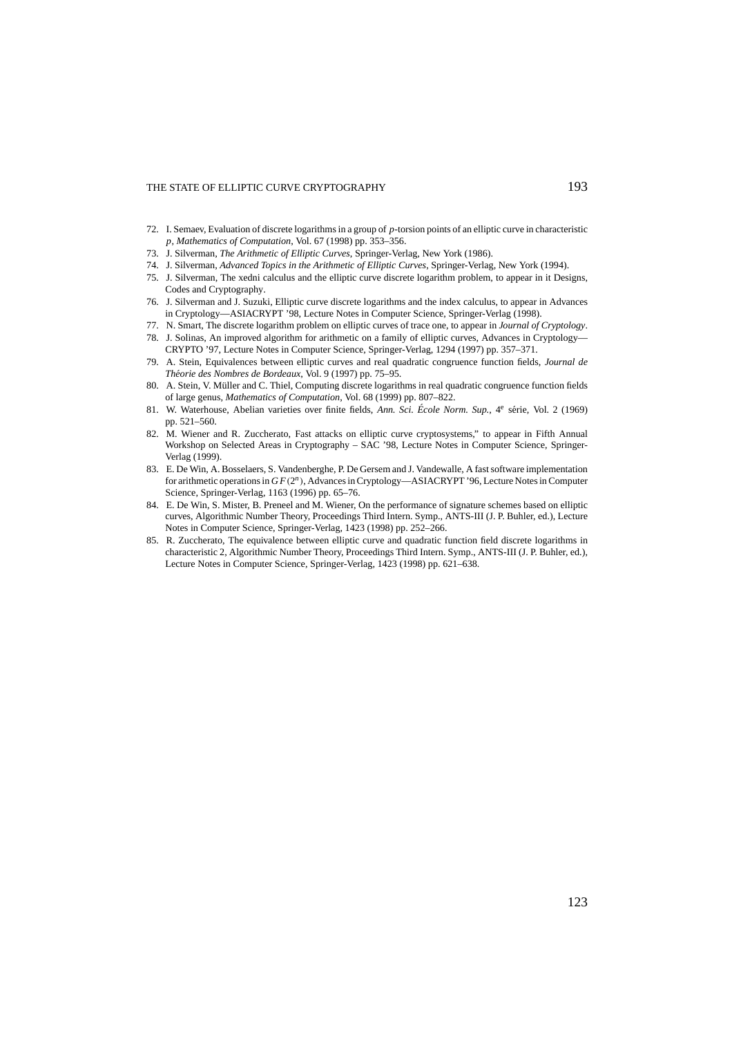72. I. Semaev, Evaluation of discrete logarithms in a group of $p$-torsion points of an elliptic curve in characteristic $p$, *Mathematics of Computation*, Vol. 67 (1998) pp. 353–356.
73. J. Silverman, *The Arithmetic of Elliptic Curves*, Springer-Verlag, New York (1986).
74. J. Silverman, *Advanced Topics in the Arithmetic of Elliptic Curves*, Springer-Verlag, New York (1994).
75. J. Silverman, The xedni calculus and the elliptic curve discrete logarithm problem, to appear in it Designs, Codes and Cryptography.
76. J. Silverman and J. Suzuki, Elliptic curve discrete logarithms and the index calculus, to appear in Advances in Cryptology—ASIACRYPT '98, Lecture Notes in Computer Science, Springer-Verlag (1998).
77. N. Smart, The discrete logarithm problem on elliptic curves of trace one, to appear in *Journal of Cryptology*.
78. J. Solinas, An improved algorithm for arithmetic on a family of elliptic curves, Advances in Cryptology—CRYPTO '97, Lecture Notes in Computer Science, Springer-Verlag, 1294 (1997) pp. 357–371.
79. A. Stein, Equivalences between elliptic curves and real quadratic congruence function fields, *Journal de Théorie des Nombres de Bordeaux*, Vol. 9 (1997) pp. 75–95.
80. A. Stein, V. Müller and C. Thiel, Computing discrete logarithms in real quadratic congruence function fields of large genus, *Mathematics of Computation*, Vol. 68 (1999) pp. 807–822.
81. W. Waterhouse, Abelian varieties over finite fields, *Ann. Sci. École Norm. Sup.*, 4[e] série, Vol. 2 (1969) pp. 521–560.
82. M. Wiener and R. Zuccherato, Fast attacks on elliptic curve cryptosystems," to appear in Fifth Annual Workshop on Selected Areas in Cryptography – SAC '98, Lecture Notes in Computer Science, Springer-Verlag (1999).
83. E. De Win, A. Bosselaers, S. Vandenberghe, P. De Gersem and J. Vandewalle, A fast software implementation for arithmetic operations in $GF(2^n)$, Advances in Cryptology—ASIACRYPT '96, Lecture Notes in Computer Science, Springer-Verlag, 1163 (1996) pp. 65–76.
84. E. De Win, S. Mister, B. Preneel and M. Wiener, On the performance of signature schemes based on elliptic curves, Algorithmic Number Theory, Proceedings Third Intern. Symp., ANTS-III (J. P. Buhler, ed.), Lecture Notes in Computer Science, Springer-Verlag, 1423 (1998) pp. 252–266.
85. R. Zuccherato, The equivalence between elliptic curve and quadratic function field discrete logarithms in characteristic 2, Algorithmic Number Theory, Proceedings Third Intern. Symp., ANTS-III (J. P. Buhler, ed.), Lecture Notes in Computer Science, Springer-Verlag, 1423 (1998) pp. 621–638.